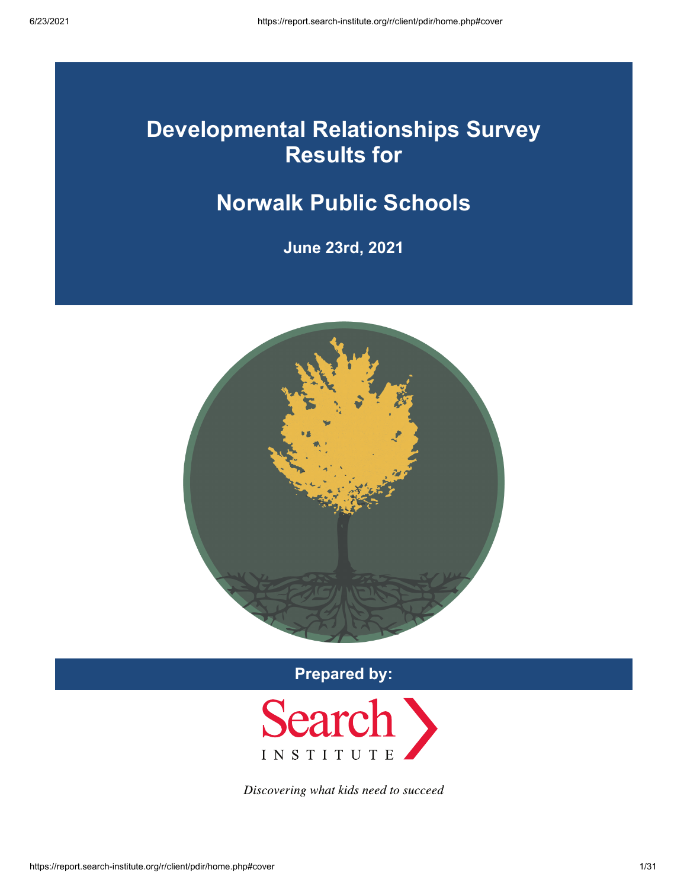# Developmental Relationships Survey Results for

# Norwalk Public Schools

**June 23rd, 2021**

**Prepared by:**

Search INSTITUTE

*Discovering what kids need to succeed*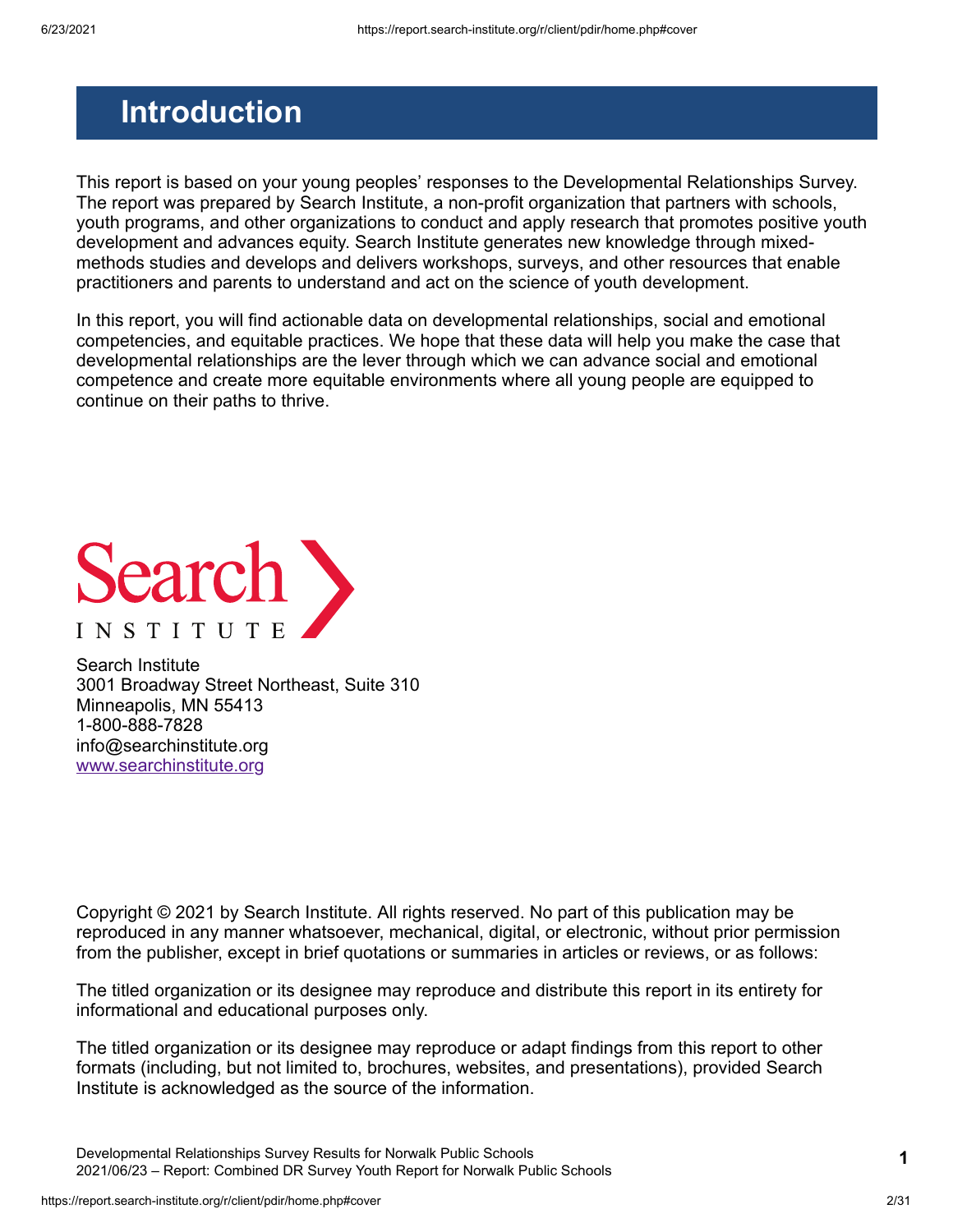# Introduction

This report is based on your young peoples' responses to the Developmental Relationships Survey. The report was prepared by Search Institute, a non-profit organization that partners with schools, youth programs, and other organizations to conduct and apply research that promotes positive youth development and advances equity. Search Institute generates new knowledge through mixed-methods studies and develops and delivers workshops, surveys, and other resources that enable practitioners and parents to understand and act on the science of youth development.

In this report, you will find actionable data on developmental relationships, social and emotional competencies, and equitable practices. We hope that these data will help you make the case that developmental relationships are the lever through which we can advance social and emotional competence and create more equitable environments where all young people are equipped to continue on their paths to thrive.

Search Institute
3001 Broadway Street Northeast, Suite 310
Minneapolis, MN 55413
1-800-888-7828
info@searchinstitute.org
www.searchinstitute.org

Copyright © 2021 by Search Institute. All rights reserved. No part of this publication may be reproduced in any manner whatsoever, mechanical, digital, or electronic, without prior permission from the publisher, except in brief quotations or summaries in articles or reviews, or as follows:

The titled organization or its designee may reproduce and distribute this report in its entirety for informational and educational purposes only.

The titled organization or its designee may reproduce or adapt findings from this report to other formats (including, but not limited to, brochures, websites, and presentations), provided Search Institute is acknowledged as the source of the information.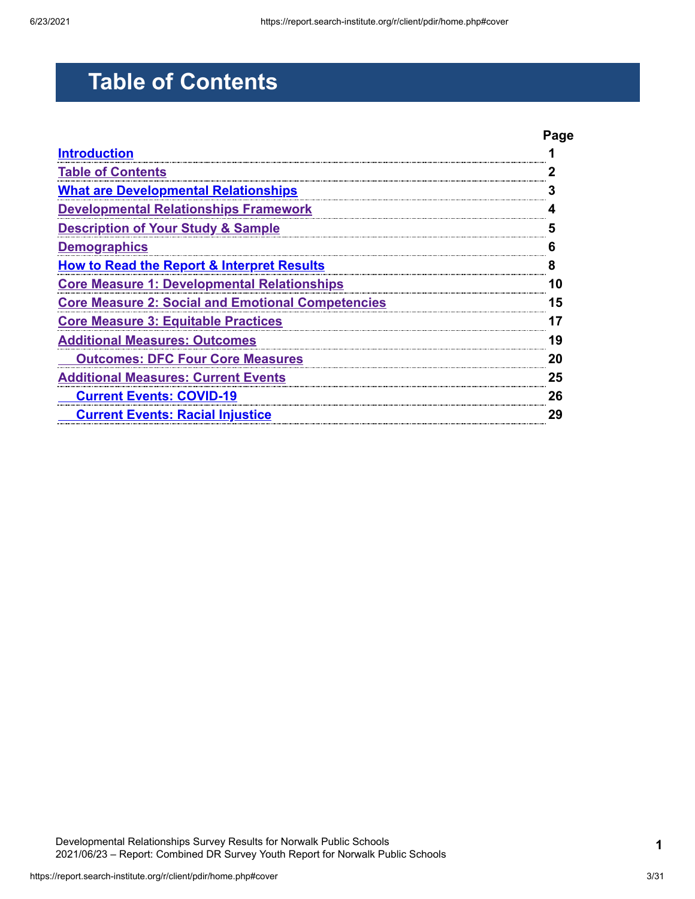# Table of Contents

| | Page |
|---|---|
| Introduction | 1 |
| Table of Contents | 2 |
| What are Developmental Relationships | 3 |
| Developmental Relationships Framework | 4 |
| Description of Your Study & Sample | 5 |
| Demographics | 6 |
| How to Read the Report & Interpret Results | 8 |
| Core Measure 1: Developmental Relationships | 10 |
| Core Measure 2: Social and Emotional Competencies | 15 |
| Core Measure 3: Equitable Practices | 17 |
| Additional Measures: Outcomes | 19 |
| &nbsp;&nbsp;&nbsp;&nbsp;Outcomes: DFC Four Core Measures | 20 |
| Additional Measures: Current Events | 25 |
| &nbsp;&nbsp;&nbsp;&nbsp;Current Events: COVID-19 | 26 |
| &nbsp;&nbsp;&nbsp;&nbsp;Current Events: Racial Injustice | 29 |

Developmental Relationships Survey Results for Norwalk Public Schools
2021/06/23 – Report: Combined DR Survey Youth Report for Norwalk Public Schools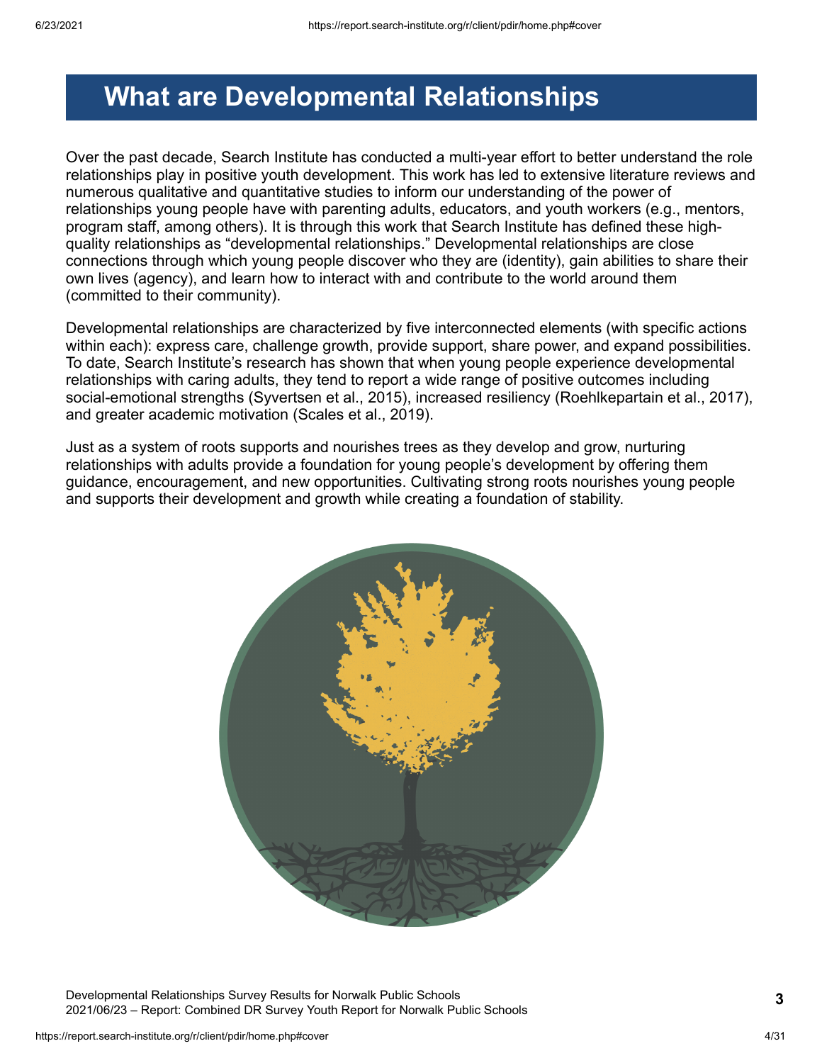# What are Developmental Relationships

Over the past decade, Search Institute has conducted a multi-year effort to better understand the role relationships play in positive youth development. This work has led to extensive literature reviews and numerous qualitative and quantitative studies to inform our understanding of the power of relationships young people have with parenting adults, educators, and youth workers (e.g., mentors, program staff, among others). It is through this work that Search Institute has defined these high-quality relationships as "developmental relationships." Developmental relationships are close connections through which young people discover who they are (identity), gain abilities to share their own lives (agency), and learn how to interact with and contribute to the world around them (committed to their community).

Developmental relationships are characterized by five interconnected elements (with specific actions within each): express care, challenge growth, provide support, share power, and expand possibilities. To date, Search Institute's research has shown that when young people experience developmental relationships with caring adults, they tend to report a wide range of positive outcomes including social-emotional strengths (Syvertsen et al., 2015), increased resiliency (Roehlkepartain et al., 2017), and greater academic motivation (Scales et al., 2019).

Just as a system of roots supports and nourishes trees as they develop and grow, nurturing relationships with adults provide a foundation for young people's development by offering them guidance, encouragement, and new opportunities. Cultivating strong roots nourishes young people and supports their development and growth while creating a foundation of stability.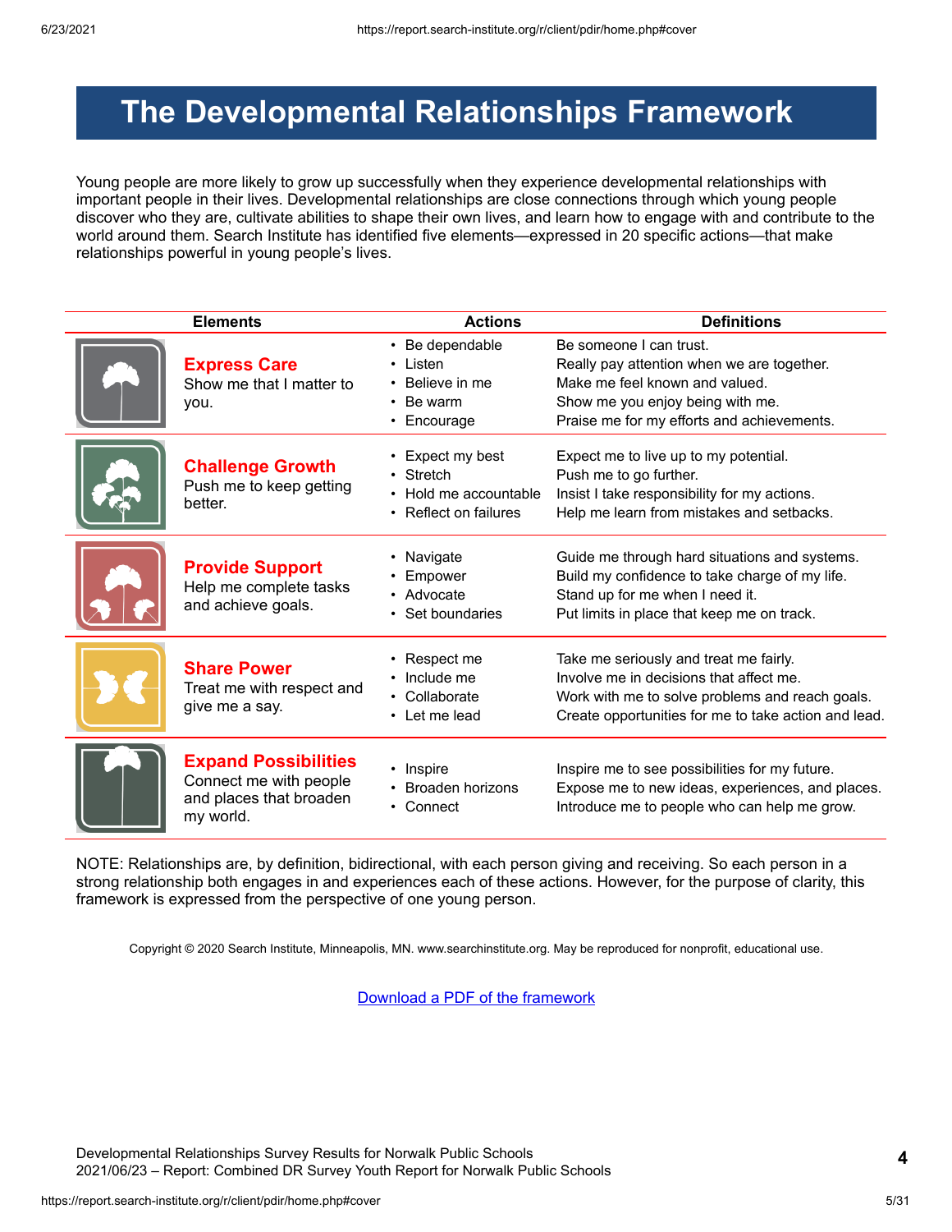# The Developmental Relationships Framework

Young people are more likely to grow up successfully when they experience developmental relationships with important people in their lives. Developmental relationships are close connections through which young people discover who they are, cultivate abilities to shape their own lives, and learn how to engage with and contribute to the world around them. Search Institute has identified five elements—expressed in 20 specific actions—that make relationships powerful in young people's lives.

| Elements | Actions | Definitions |
|---|---|---|
| **Express Care**<br>Show me that I matter to you. | • Be dependable<br>• Listen<br>• Believe in me<br>• Be warm<br>• Encourage | Be someone I can trust.<br>Really pay attention when we are together.<br>Make me feel known and valued.<br>Show me you enjoy being with me.<br>Praise me for my efforts and achievements. |
| **Challenge Growth**<br>Push me to keep getting better. | • Expect my best<br>• Stretch<br>• Hold me accountable<br>• Reflect on failures | Expect me to live up to my potential.<br>Push me to go further.<br>Insist I take responsibility for my actions.<br>Help me learn from mistakes and setbacks. |
| **Provide Support**<br>Help me complete tasks and achieve goals. | • Navigate<br>• Empower<br>• Advocate<br>• Set boundaries | Guide me through hard situations and systems.<br>Build my confidence to take charge of my life.<br>Stand up for me when I need it.<br>Put limits in place that keep me on track. |
| **Share Power**<br>Treat me with respect and give me a say. | • Respect me<br>• Include me<br>• Collaborate<br>• Let me lead | Take me seriously and treat me fairly.<br>Involve me in decisions that affect me.<br>Work with me to solve problems and reach goals.<br>Create opportunities for me to take action and lead. |
| **Expand Possibilities**<br>Connect me with people and places that broaden my world. | • Inspire<br>• Broaden horizons<br>• Connect | Inspire me to see possibilities for my future.<br>Expose me to new ideas, experiences, and places.<br>Introduce me to people who can help me grow. |

NOTE: Relationships are, by definition, bidirectional, with each person giving and receiving. So each person in a strong relationship both engages in and experiences each of these actions. However, for the purpose of clarity, this framework is expressed from the perspective of one young person.

Copyright © 2020 Search Institute, Minneapolis, MN. www.searchinstitute.org. May be reproduced for nonprofit, educational use.

Download a PDF of the framework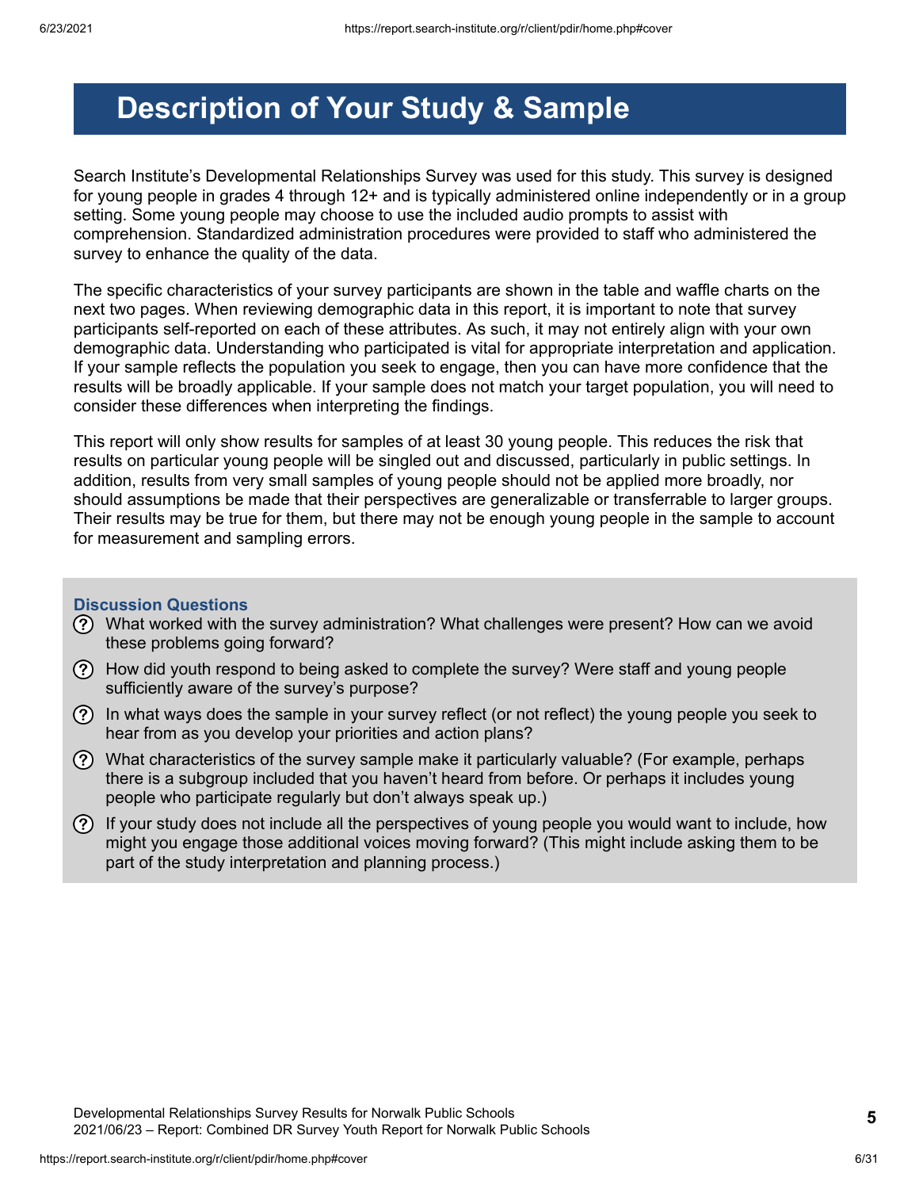# Description of Your Study & Sample

Search Institute's Developmental Relationships Survey was used for this study. This survey is designed for young people in grades 4 through 12+ and is typically administered online independently or in a group setting. Some young people may choose to use the included audio prompts to assist with comprehension. Standardized administration procedures were provided to staff who administered the survey to enhance the quality of the data.

The specific characteristics of your survey participants are shown in the table and waffle charts on the next two pages. When reviewing demographic data in this report, it is important to note that survey participants self-reported on each of these attributes. As such, it may not entirely align with your own demographic data. Understanding who participated is vital for appropriate interpretation and application. If your sample reflects the population you seek to engage, then you can have more confidence that the results will be broadly applicable. If your sample does not match your target population, you will need to consider these differences when interpreting the findings.

This report will only show results for samples of at least 30 young people. This reduces the risk that results on particular young people will be singled out and discussed, particularly in public settings. In addition, results from very small samples of young people should not be applied more broadly, nor should assumptions be made that their perspectives are generalizable or transferrable to larger groups. Their results may be true for them, but there may not be enough young people in the sample to account for measurement and sampling errors.

### Discussion Questions

- What worked with the survey administration? What challenges were present? How can we avoid these problems going forward?
- How did youth respond to being asked to complete the survey? Were staff and young people sufficiently aware of the survey's purpose?
- In what ways does the sample in your survey reflect (or not reflect) the young people you seek to hear from as you develop your priorities and action plans?
- What characteristics of the survey sample make it particularly valuable? (For example, perhaps there is a subgroup included that you haven't heard from before. Or perhaps it includes young people who participate regularly but don't always speak up.)
- If your study does not include all the perspectives of young people you would want to include, how might you engage those additional voices moving forward? (This might include asking them to be part of the study interpretation and planning process.)

Developmental Relationships Survey Results for Norwalk Public Schools
2021/06/23 – Report: Combined DR Survey Youth Report for Norwalk Public Schools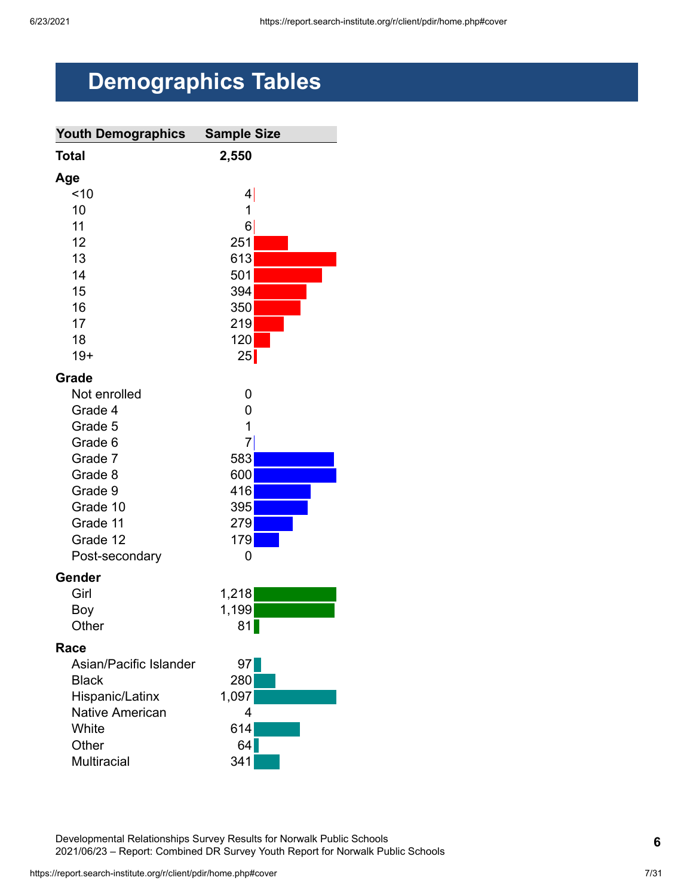# Demographics Tables

| Youth Demographics | Sample Size |
| --- | --- |
| **Total** | **2,550** |
| **Age** | |
| <10 | 4 |
| 10 | 1 |
| 11 | 6 |
| 12 | 251 |
| 13 | 613 |
| 14 | 501 |
| 15 | 394 |
| 16 | 350 |
| 17 | 219 |
| 18 | 120 |
| 19+ | 25 |
| **Grade** | |
| Not enrolled | 0 |
| Grade 4 | 0 |
| Grade 5 | 1 |
| Grade 6 | 7 |
| Grade 7 | 583 |
| Grade 8 | 600 |
| Grade 9 | 416 |
| Grade 10 | 395 |
| Grade 11 | 279 |
| Grade 12 | 179 |
| Post-secondary | 0 |
| **Gender** | |
| Girl | 1,218 |
| Boy | 1,199 |
| Other | 81 |
| **Race** | |
| Asian/Pacific Islander | 97 |
| Black | 280 |
| Hispanic/Latinx | 1,097 |
| Native American | 4 |
| White | 614 |
| Other | 64 |
| Multiracial | 341 |

Developmental Relationships Survey Results for Norwalk Public Schools
2021/06/23 – Report: Combined DR Survey Youth Report for Norwalk Public Schools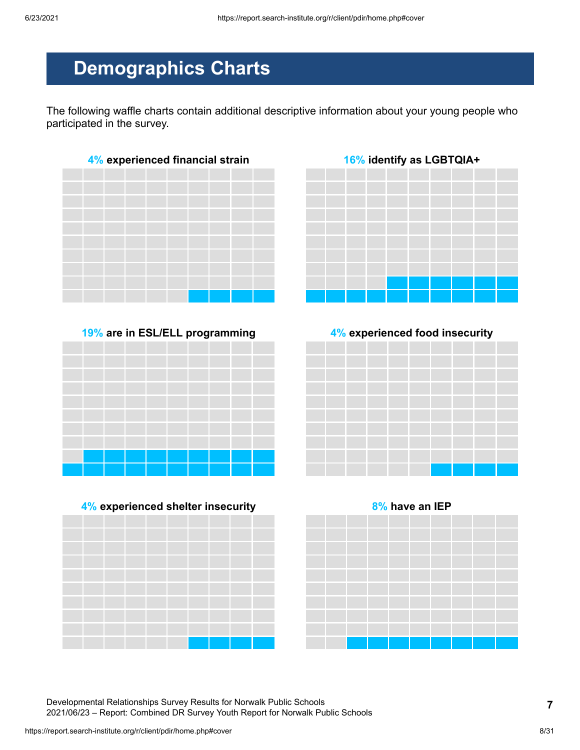# Demographics Charts

The following waffle charts contain additional descriptive information about your young people who participated in the survey.

**4% experienced financial strain**

**16% identify as LGBTQIA+**

**19% are in ESL/ELL programming**

**4% experienced food insecurity**

**4% experienced shelter insecurity**

**8% have an IEP**

Developmental Relationships Survey Results for Norwalk Public Schools
2021/06/23 – Report: Combined DR Survey Youth Report for Norwalk Public Schools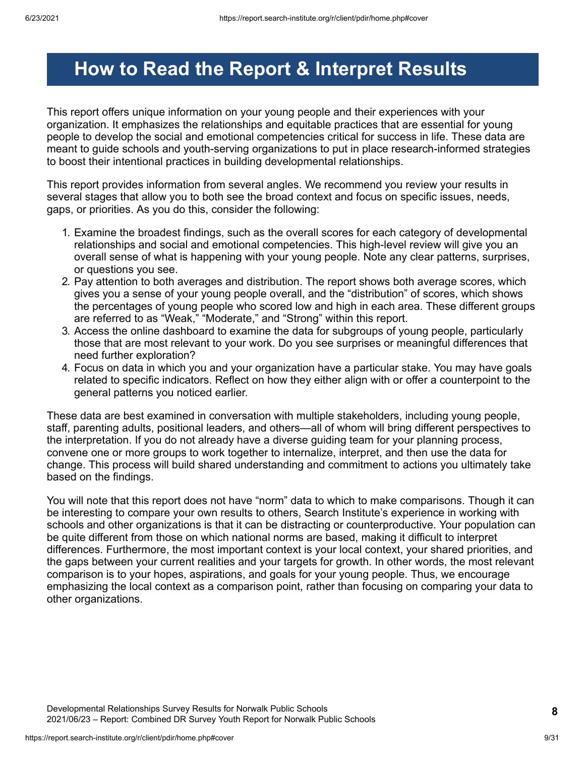# How to Read the Report & Interpret Results

This report offers unique information on your young people and their experiences with your organization. It emphasizes the relationships and equitable practices that are essential for young people to develop the social and emotional competencies critical for success in life. These data are meant to guide schools and youth-serving organizations to put in place research-informed strategies to boost their intentional practices in building developmental relationships.

This report provides information from several angles. We recommend you review your results in several stages that allow you to both see the broad context and focus on specific issues, needs, gaps, or priorities. As you do this, consider the following:

1. Examine the broadest findings, such as the overall scores for each category of developmental relationships and social and emotional competencies. This high-level review will give you an overall sense of what is happening with your young people. Note any clear patterns, surprises, or questions you see.
2. Pay attention to both averages and distribution. The report shows both average scores, which gives you a sense of your young people overall, and the "distribution" of scores, which shows the percentages of young people who scored low and high in each area. These different groups are referred to as "Weak," "Moderate," and "Strong" within this report.
3. Access the online dashboard to examine the data for subgroups of young people, particularly those that are most relevant to your work. Do you see surprises or meaningful differences that need further exploration?
4. Focus on data in which you and your organization have a particular stake. You may have goals related to specific indicators. Reflect on how they either align with or offer a counterpoint to the general patterns you noticed earlier.

These data are best examined in conversation with multiple stakeholders, including young people, staff, parenting adults, positional leaders, and others—all of whom will bring different perspectives to the interpretation. If you do not already have a diverse guiding team for your planning process, convene one or more groups to work together to internalize, interpret, and then use the data for change. This process will build shared understanding and commitment to actions you ultimately take based on the findings.

You will note that this report does not have "norm" data to which to make comparisons. Though it can be interesting to compare your own results to others, Search Institute's experience in working with schools and other organizations is that it can be distracting or counterproductive. Your population can be quite different from those on which national norms are based, making it difficult to interpret differences. Furthermore, the most important context is your local context, your shared priorities, and the gaps between your current realities and your targets for growth. In other words, the most relevant comparison is to your hopes, aspirations, and goals for your young people. Thus, we encourage emphasizing the local context as a comparison point, rather than focusing on comparing your data to other organizations.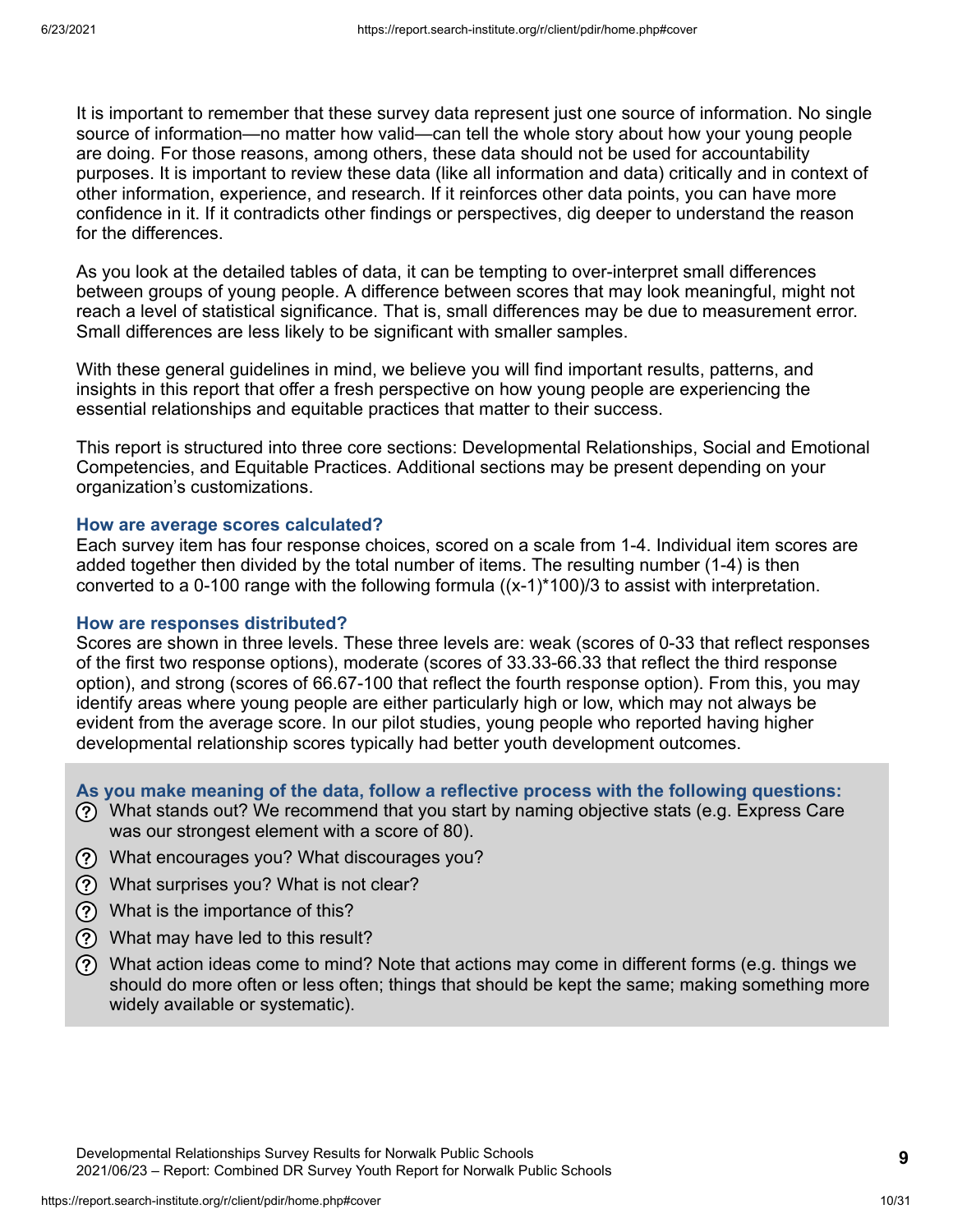It is important to remember that these survey data represent just one source of information. No single source of information—no matter how valid—can tell the whole story about how your young people are doing. For those reasons, among others, these data should not be used for accountability purposes. It is important to review these data (like all information and data) critically and in context of other information, experience, and research. If it reinforces other data points, you can have more confidence in it. If it contradicts other findings or perspectives, dig deeper to understand the reason for the differences.

As you look at the detailed tables of data, it can be tempting to over-interpret small differences between groups of young people. A difference between scores that may look meaningful, might not reach a level of statistical significance. That is, small differences may be due to measurement error. Small differences are less likely to be significant with smaller samples.

With these general guidelines in mind, we believe you will find important results, patterns, and insights in this report that offer a fresh perspective on how young people are experiencing the essential relationships and equitable practices that matter to their success.

This report is structured into three core sections: Developmental Relationships, Social and Emotional Competencies, and Equitable Practices. Additional sections may be present depending on your organization's customizations.

### How are average scores calculated?

Each survey item has four response choices, scored on a scale from 1-4. Individual item scores are added together then divided by the total number of items. The resulting number (1-4) is then converted to a 0-100 range with the following formula $((x-1)*100)/3$ to assist with interpretation.

### How are responses distributed?

Scores are shown in three levels. These three levels are: weak (scores of 0-33 that reflect responses of the first two response options), moderate (scores of 33.33-66.33 that reflect the third response option), and strong (scores of 66.67-100 that reflect the fourth response option). From this, you may identify areas where young people are either particularly high or low, which may not always be evident from the average score. In our pilot studies, young people who reported having higher developmental relationship scores typically had better youth development outcomes.

### As you make meaning of the data, follow a reflective process with the following questions:

- What stands out? We recommend that you start by naming objective stats (e.g. Express Care was our strongest element with a score of 80).
- What encourages you? What discourages you?
- What surprises you? What is not clear?
- What is the importance of this?
- What may have led to this result?
- What action ideas come to mind? Note that actions may come in different forms (e.g. things we should do more often or less often; things that should be kept the same; making something more widely available or systematic).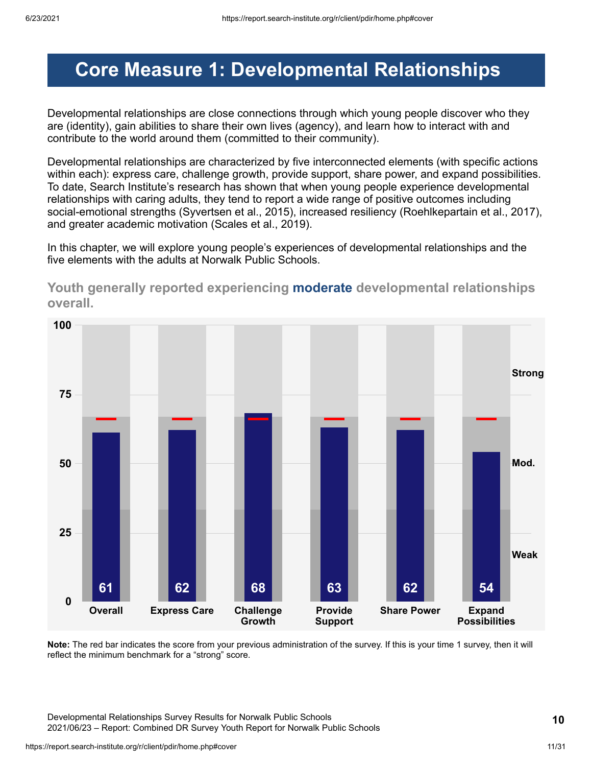# Core Measure 1: Developmental Relationships

Developmental relationships are close connections through which young people discover who they are (identity), gain abilities to share their own lives (agency), and learn how to interact with and contribute to the world around them (committed to their community).

Developmental relationships are characterized by five interconnected elements (with specific actions within each): express care, challenge growth, provide support, share power, and expand possibilities. To date, Search Institute's research has shown that when young people experience developmental relationships with caring adults, they tend to report a wide range of positive outcomes including social-emotional strengths (Syvertsen et al., 2015), increased resiliency (Roehlkepartain et al., 2017), and greater academic motivation (Scales et al., 2019).

In this chapter, we will explore young people's experiences of developmental relationships and the five elements with the adults at Norwalk Public Schools.

## Youth generally reported experiencing **moderate** developmental relationships overall.

| | Overall | Express Care | Challenge Growth | Provide Support | Share Power | Expand Possibilities |
|---|---|---|---|---|---|---|
| Score | 61 | 62 | 68 | 63 | 62 | 54 |

Scale: Weak (0–33), Mod. (33–67), Strong (67–100)

**Note:** The red bar indicates the score from your previous administration of the survey. If this is your time 1 survey, then it will reflect the minimum benchmark for a "strong" score.

Developmental Relationships Survey Results for Norwalk Public Schools
2021/06/23 – Report: Combined DR Survey Youth Report for Norwalk Public Schools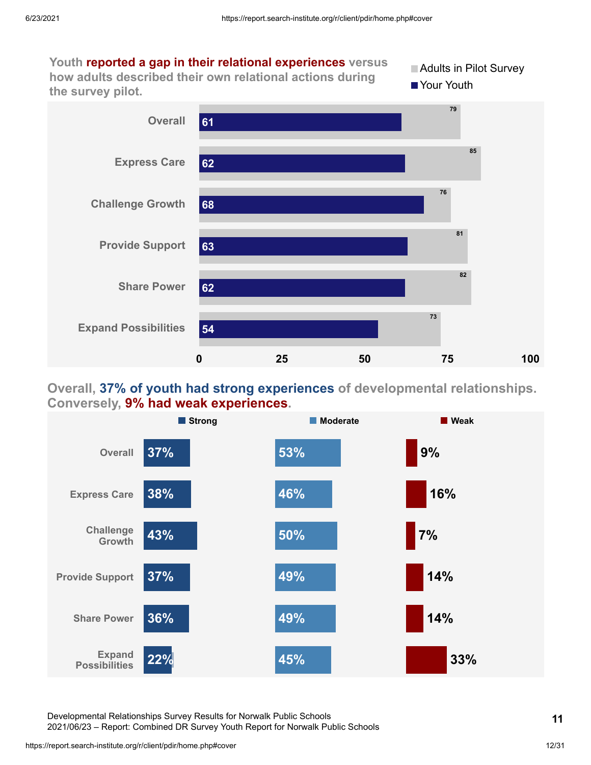**Youth reported a gap in their relational experiences versus how adults described their own relational actions during the survey pilot.**

| | Your Youth | Adults in Pilot Survey |
|---|---|---|
| Overall | 61 | 79 |
| Express Care | 62 | 85 |
| Challenge Growth | 68 | 76 |
| Provide Support | 63 | 81 |
| Share Power | 62 | 82 |
| Expand Possibilities | 54 | 73 |

**Overall, 37% of youth had strong experiences of developmental relationships. Conversely, 9% had weak experiences.**

| | Strong | Moderate | Weak |
|---|---|---|---|
| Overall | 37% | 53% | 9% |
| Express Care | 38% | 46% | 16% |
| Challenge Growth | 43% | 50% | 7% |
| Provide Support | 37% | 49% | 14% |
| Share Power | 36% | 49% | 14% |
| Expand Possibilities | 22% | 45% | 33% |

Developmental Relationships Survey Results for Norwalk Public Schools
2021/06/23 – Report: Combined DR Survey Youth Report for Norwalk Public Schools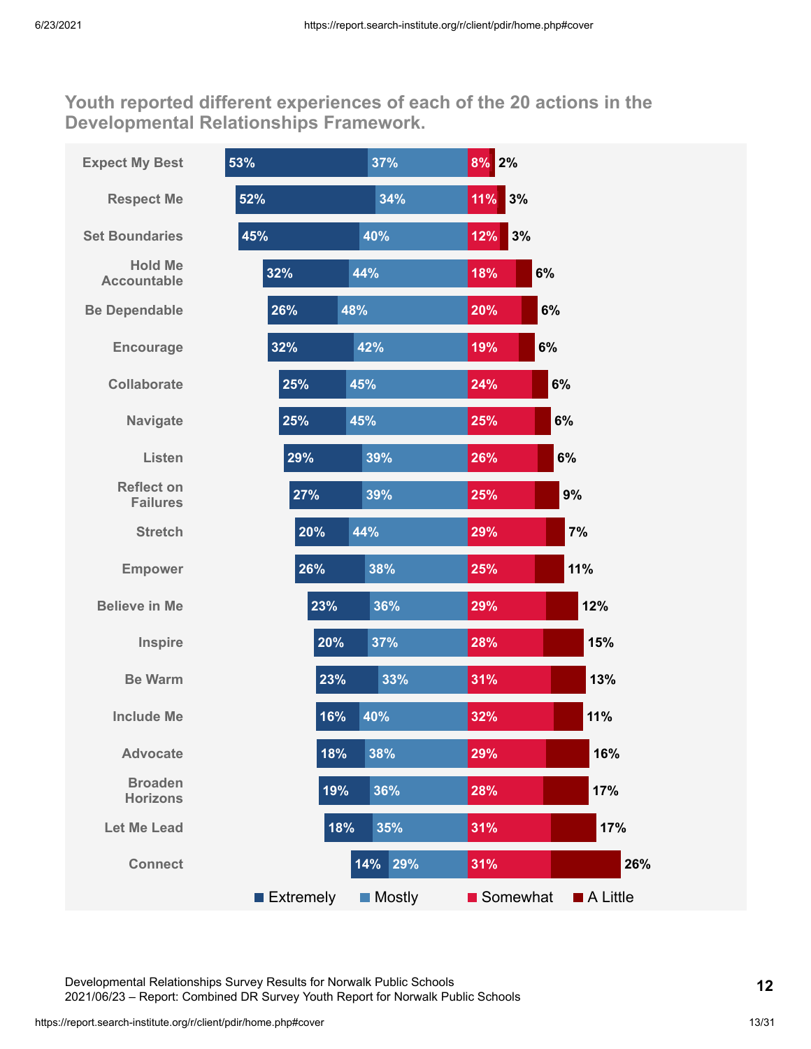## Youth reported different experiences of each of the 20 actions in the Developmental Relationships Framework.

| Action | Extremely | Mostly | Somewhat | A Little |
|---|---|---|---|---|
| Expect My Best | 53% | 37% | 8% | 2% |
| Respect Me | 52% | 34% | 11% | 3% |
| Set Boundaries | 45% | 40% | 12% | 3% |
| Hold Me Accountable | 32% | 44% | 18% | 6% |
| Be Dependable | 26% | 48% | 20% | 6% |
| Encourage | 32% | 42% | 19% | 6% |
| Collaborate | 25% | 45% | 24% | 6% |
| Navigate | 25% | 45% | 25% | 6% |
| Listen | 29% | 39% | 26% | 6% |
| Reflect on Failures | 27% | 39% | 25% | 9% |
| Stretch | 20% | 44% | 29% | 7% |
| Empower | 26% | 38% | 25% | 11% |
| Believe in Me | 23% | 36% | 29% | 12% |
| Inspire | 20% | 37% | 28% | 15% |
| Be Warm | 23% | 33% | 31% | 13% |
| Include Me | 16% | 40% | 32% | 11% |
| Advocate | 18% | 38% | 29% | 16% |
| Broaden Horizons | 19% | 36% | 28% | 17% |
| Let Me Lead | 18% | 35% | 31% | 17% |
| Connect | 14% | 29% | 31% | 26% |

Developmental Relationships Survey Results for Norwalk Public Schools
2021/06/23 – Report: Combined DR Survey Youth Report for Norwalk Public Schools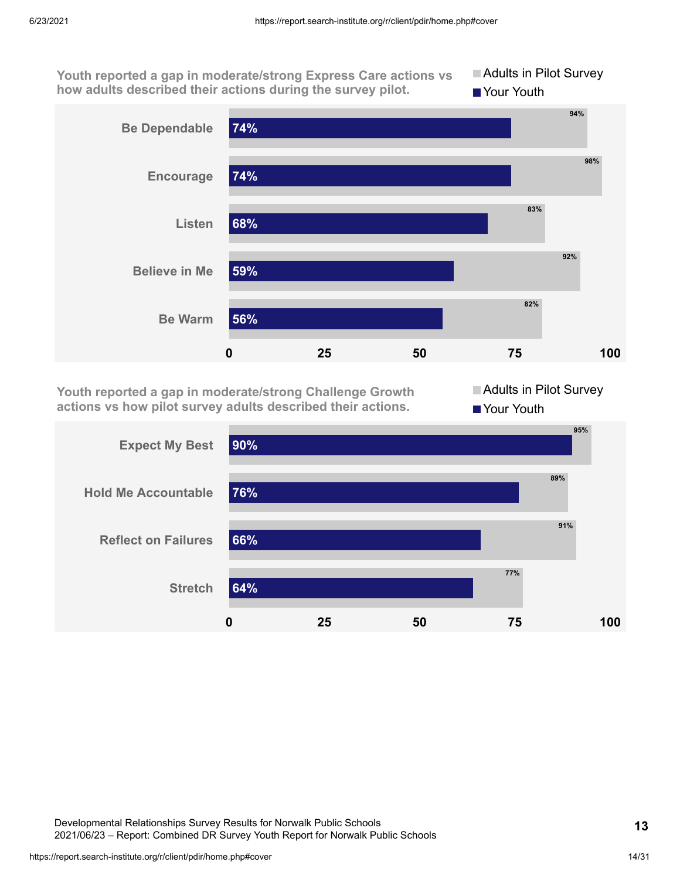**Youth reported a gap in moderate/strong Express Care actions vs how adults described their actions during the survey pilot.**

| Action | Your Youth | Adults in Pilot Survey |
| --- | --- | --- |
| Be Dependable | 74% | 94% |
| Encourage | 74% | 98% |
| Listen | 68% | 83% |
| Believe in Me | 59% | 92% |
| Be Warm | 56% | 82% |

**Youth reported a gap in moderate/strong Challenge Growth actions vs how pilot survey adults described their actions.**

| Action | Your Youth | Adults in Pilot Survey |
| --- | --- | --- |
| Expect My Best | 90% | 95% |
| Hold Me Accountable | 76% | 89% |
| Reflect on Failures | 66% | 91% |
| Stretch | 64% | 77% |

Developmental Relationships Survey Results for Norwalk Public Schools
2021/06/23 – Report: Combined DR Survey Youth Report for Norwalk Public Schools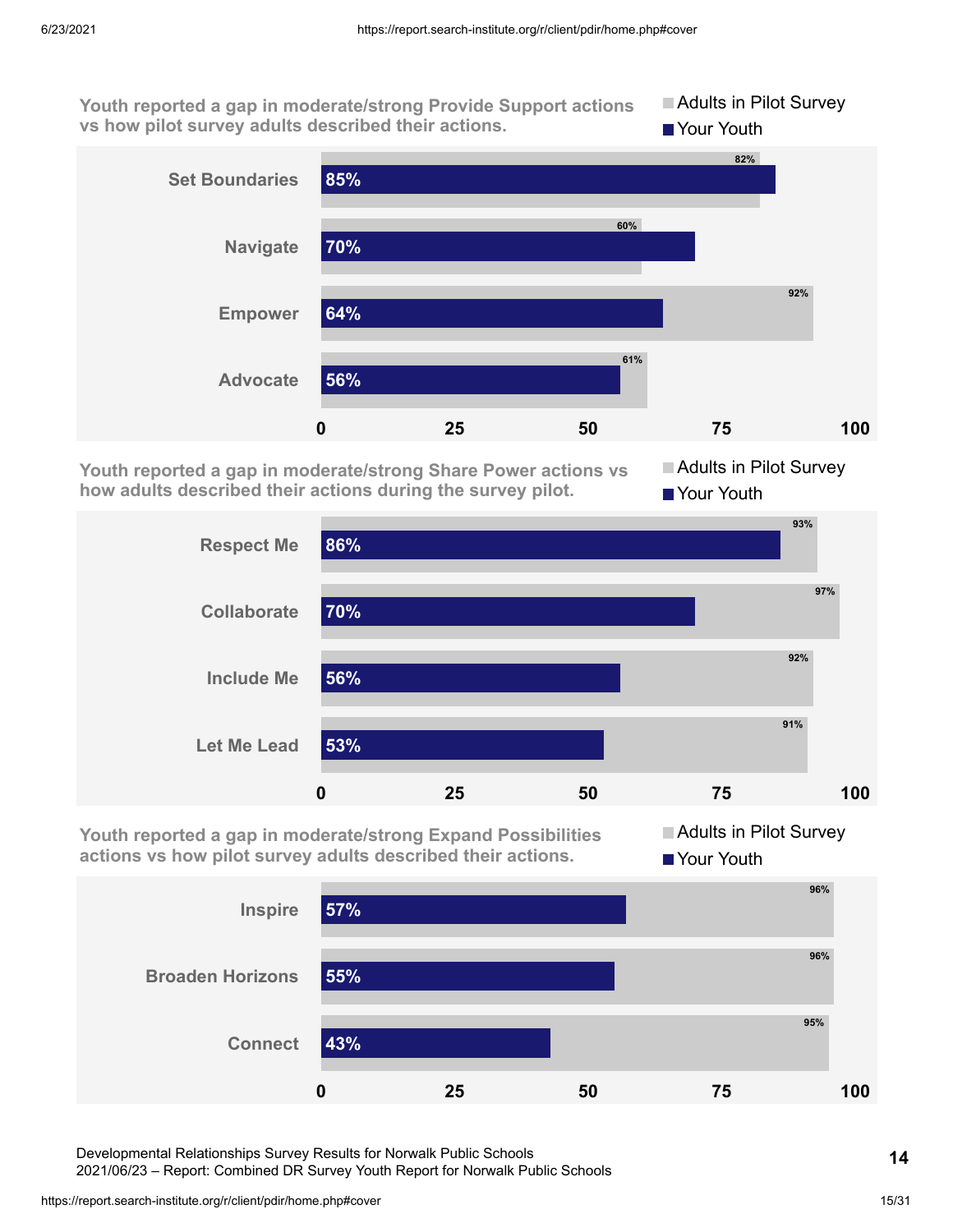### Youth reported a gap in moderate/strong Provide Support actions vs how pilot survey adults described their actions.

| | Adults in Pilot Survey | Your Youth |
|---|---|---|
| Set Boundaries | 82% | 85% |
| Navigate | 60% | 70% |
| Empower | 92% | 64% |
| Advocate | 61% | 56% |

### Youth reported a gap in moderate/strong Share Power actions vs how adults described their actions during the survey pilot.

| | Adults in Pilot Survey | Your Youth |
|---|---|---|
| Respect Me | 93% | 86% |
| Collaborate | 97% | 70% |
| Include Me | 92% | 56% |
| Let Me Lead | 91% | 53% |

### Youth reported a gap in moderate/strong Expand Possibilities actions vs how pilot survey adults described their actions.

| | Adults in Pilot Survey | Your Youth |
|---|---|---|
| Inspire | 96% | 57% |
| Broaden Horizons | 96% | 55% |
| Connect | 95% | 43% |

Developmental Relationships Survey Results for Norwalk Public Schools
2021/06/23 – Report: Combined DR Survey Youth Report for Norwalk Public Schools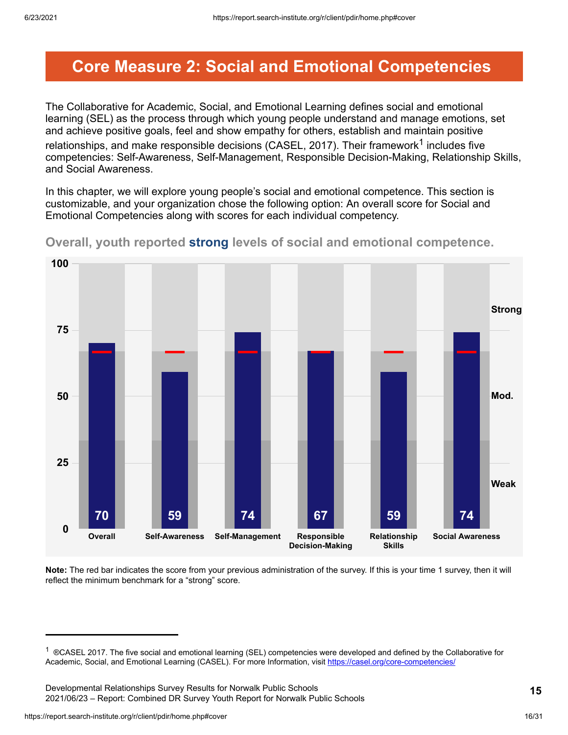# Core Measure 2: Social and Emotional Competencies

The Collaborative for Academic, Social, and Emotional Learning defines social and emotional learning (SEL) as the process through which young people understand and manage emotions, set and achieve positive goals, feel and show empathy for others, establish and maintain positive relationships, and make responsible decisions (CASEL, 2017). Their framework[1] includes five competencies: Self-Awareness, Self-Management, Responsible Decision-Making, Relationship Skills, and Social Awareness.

In this chapter, we will explore young people's social and emotional competence. This section is customizable, and your organization chose the following option: An overall score for Social and Emotional Competencies along with scores for each individual competency.

## Overall, youth reported **strong** levels of social and emotional competence.

| Measure | Score |
|---|---|
| Overall | 70 |
| Self-Awareness | 59 |
| Self-Management | 74 |
| Responsible Decision-Making | 67 |
| Relationship Skills | 59 |
| Social Awareness | 74 |

Scale: 0–100 (Weak, Mod., Strong)

**Note:** The red bar indicates the score from your previous administration of the survey. If this is your time 1 survey, then it will reflect the minimum benchmark for a "strong" score.

---

[1] ®CASEL 2017. The five social and emotional learning (SEL) competencies were developed and defined by the Collaborative for Academic, Social, and Emotional Learning (CASEL). For more Information, visit https://casel.org/core-competencies/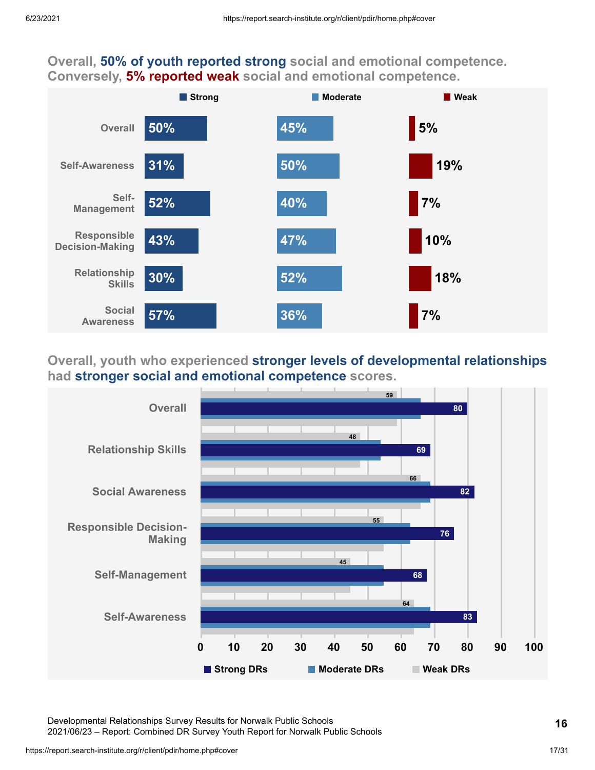## Overall, **50% of youth reported strong** social and emotional competence. Conversely, **5% reported weak** social and emotional competence.

| | Strong | Moderate | Weak |
|---|---|---|---|
| Overall | 50% | 45% | 5% |
| Self-Awareness | 31% | 50% | 19% |
| Self-Management | 52% | 40% | 7% |
| Responsible Decision-Making | 43% | 47% | 10% |
| Relationship Skills | 30% | 52% | 18% |
| Social Awareness | 57% | 36% | 7% |

## Overall, youth who experienced **stronger levels of developmental relationships** had **stronger social and emotional competence** scores.

| | Strong DRs | Weak DRs |
|---|---|---|
| Overall | 80 | 59 |
| Relationship Skills | 69 | 48 |
| Social Awareness | 82 | 66 |
| Responsible Decision-Making | 76 | 55 |
| Self-Management | 68 | 45 |
| Self-Awareness | 83 | 64 |

Developmental Relationships Survey Results for Norwalk Public Schools
2021/06/23 – Report: Combined DR Survey Youth Report for Norwalk Public Schools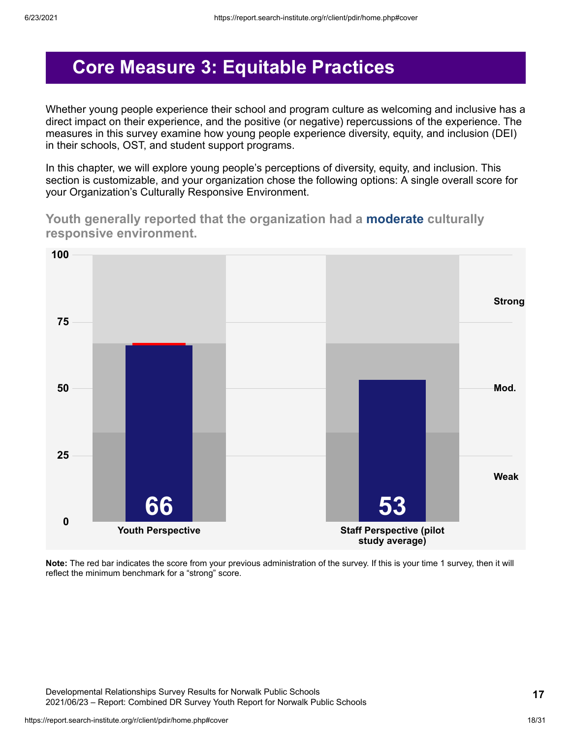# Core Measure 3: Equitable Practices

Whether young people experience their school and program culture as welcoming and inclusive has a direct impact on their experience, and the positive (or negative) repercussions of the experience. The measures in this survey examine how young people experience diversity, equity, and inclusion (DEI) in their schools, OST, and student support programs.

In this chapter, we will explore young people's perceptions of diversity, equity, and inclusion. This section is customizable, and your organization chose the following options: A single overall score for your Organization's Culturally Responsive Environment.

**Youth generally reported that the organization had a moderate culturally responsive environment.**

| | Score |
|---|---|
| Youth Perspective | 66 |
| Staff Perspective (pilot study average) | 53 |

**Note:** The red bar indicates the score from your previous administration of the survey. If this is your time 1 survey, then it will reflect the minimum benchmark for a "strong" score.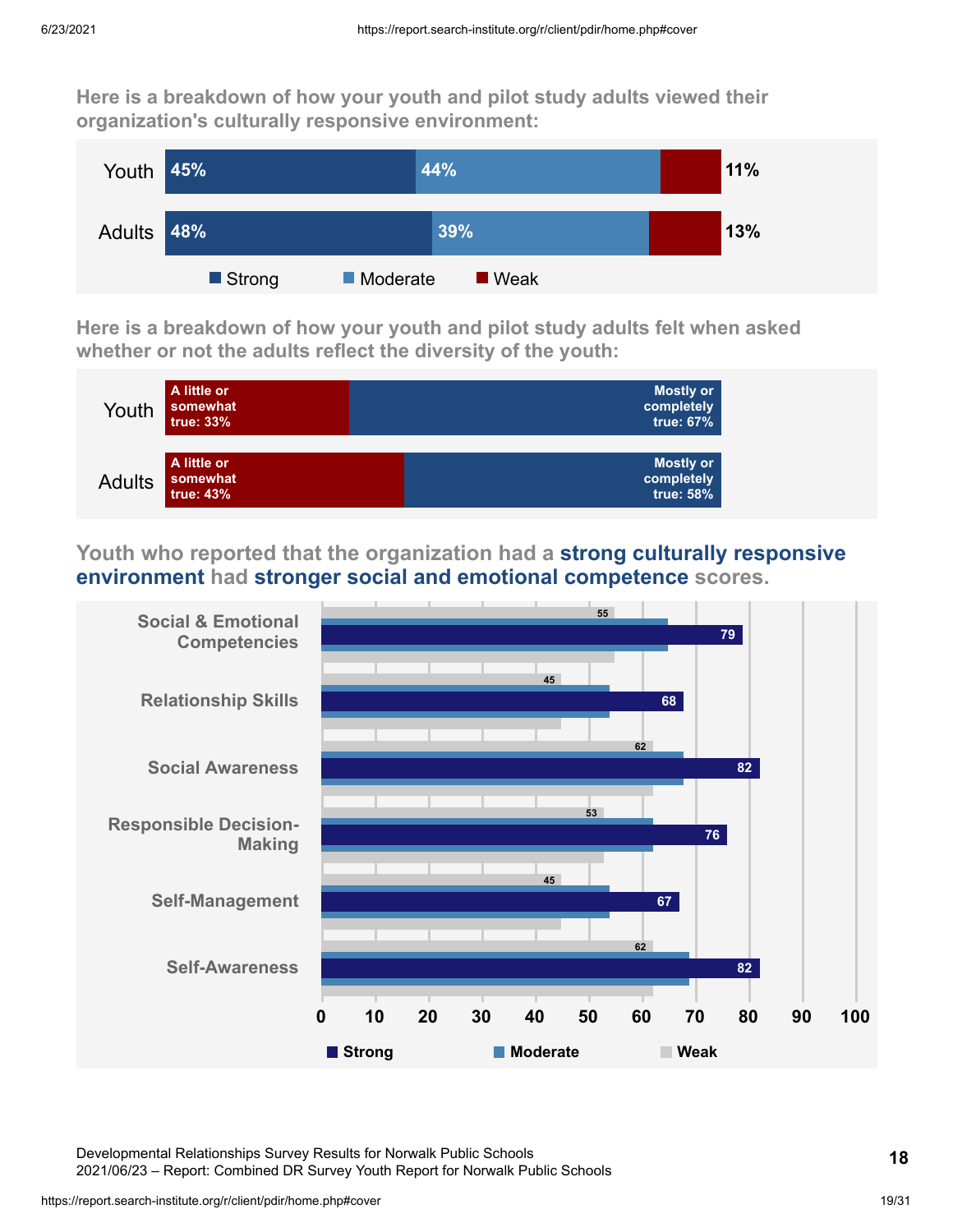**Here is a breakdown of how your youth and pilot study adults viewed their organization's culturally responsive environment:**

| | Strong | Moderate | Weak |
|---|---|---|---|
| Youth | 45% | 44% | 11% |
| Adults | 48% | 39% | 13% |

**Here is a breakdown of how your youth and pilot study adults felt when asked whether or not the adults reflect the diversity of the youth:**

| | A little or somewhat true | Mostly or completely true |
|---|---|---|
| Youth | 33% | 67% |
| Adults | 43% | 58% |

## Youth who reported that the organization had a **strong culturally responsive environment** had **stronger social and emotional competence** scores.

| | Strong | Weak |
|---|---|---|
| Social & Emotional Competencies | 79 | 55 |
| Relationship Skills | 68 | 45 |
| Social Awareness | 82 | 62 |
| Responsible Decision-Making | 76 | 53 |
| Self-Management | 67 | 45 |
| Self-Awareness | 82 | 62 |

Legend: Strong, Moderate, Weak

Developmental Relationships Survey Results for Norwalk Public Schools
2021/06/23 – Report: Combined DR Survey Youth Report for Norwalk Public Schools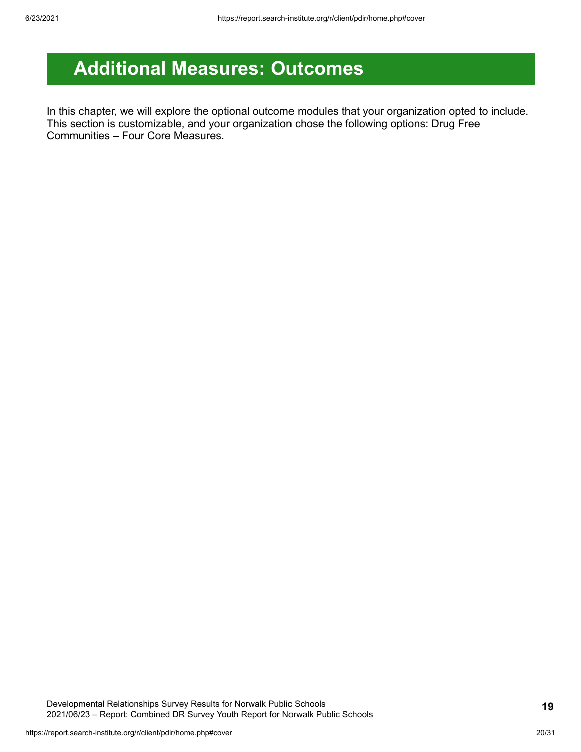# Additional Measures: Outcomes

In this chapter, we will explore the optional outcome modules that your organization opted to include. This section is customizable, and your organization chose the following options: Drug Free Communities – Four Core Measures.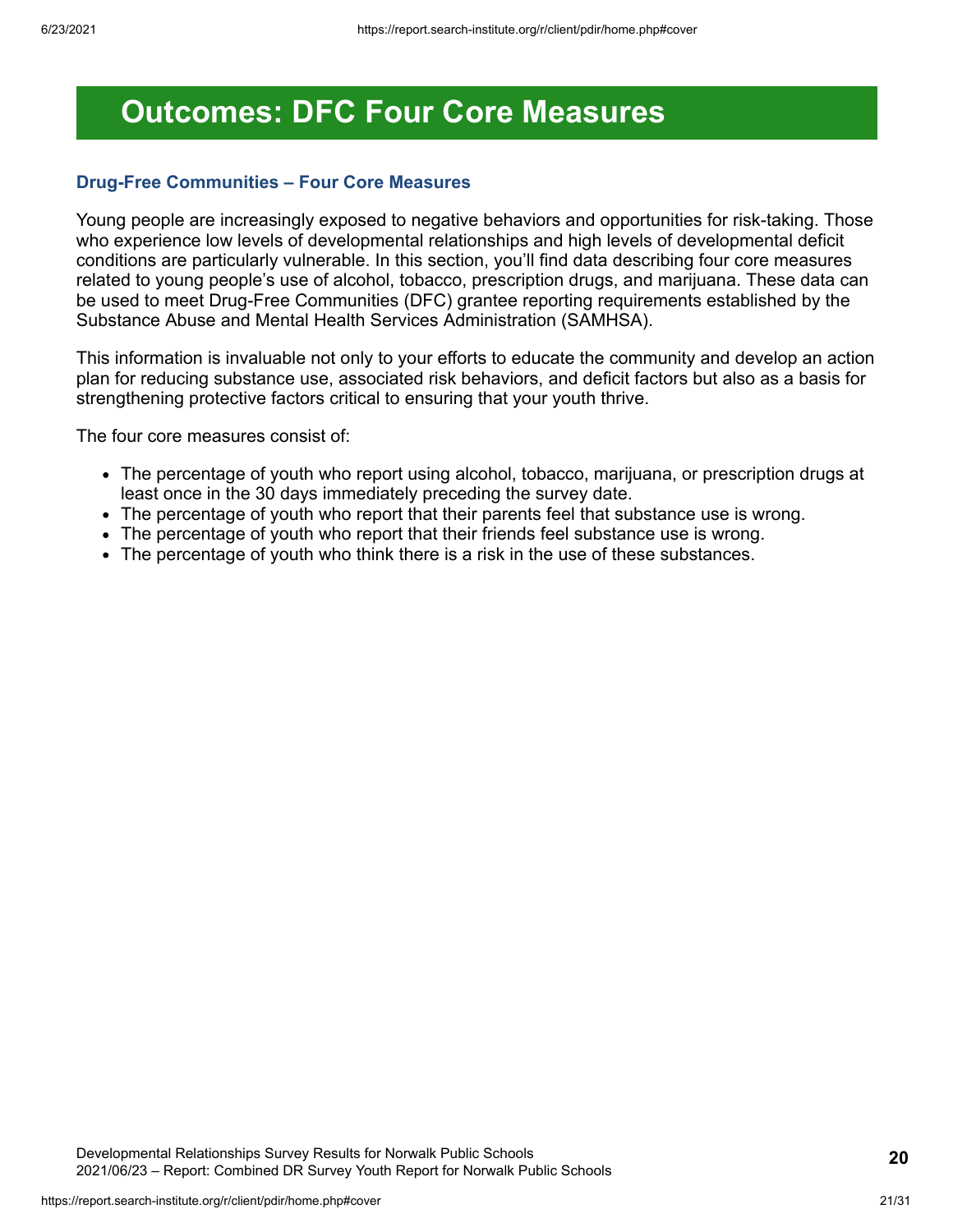# Outcomes: DFC Four Core Measures

### Drug-Free Communities – Four Core Measures

Young people are increasingly exposed to negative behaviors and opportunities for risk-taking. Those who experience low levels of developmental relationships and high levels of developmental deficit conditions are particularly vulnerable. In this section, you'll find data describing four core measures related to young people's use of alcohol, tobacco, prescription drugs, and marijuana. These data can be used to meet Drug-Free Communities (DFC) grantee reporting requirements established by the Substance Abuse and Mental Health Services Administration (SAMHSA).

This information is invaluable not only to your efforts to educate the community and develop an action plan for reducing substance use, associated risk behaviors, and deficit factors but also as a basis for strengthening protective factors critical to ensuring that your youth thrive.

The four core measures consist of:

- The percentage of youth who report using alcohol, tobacco, marijuana, or prescription drugs at least once in the 30 days immediately preceding the survey date.
- The percentage of youth who report that their parents feel that substance use is wrong.
- The percentage of youth who report that their friends feel substance use is wrong.
- The percentage of youth who think there is a risk in the use of these substances.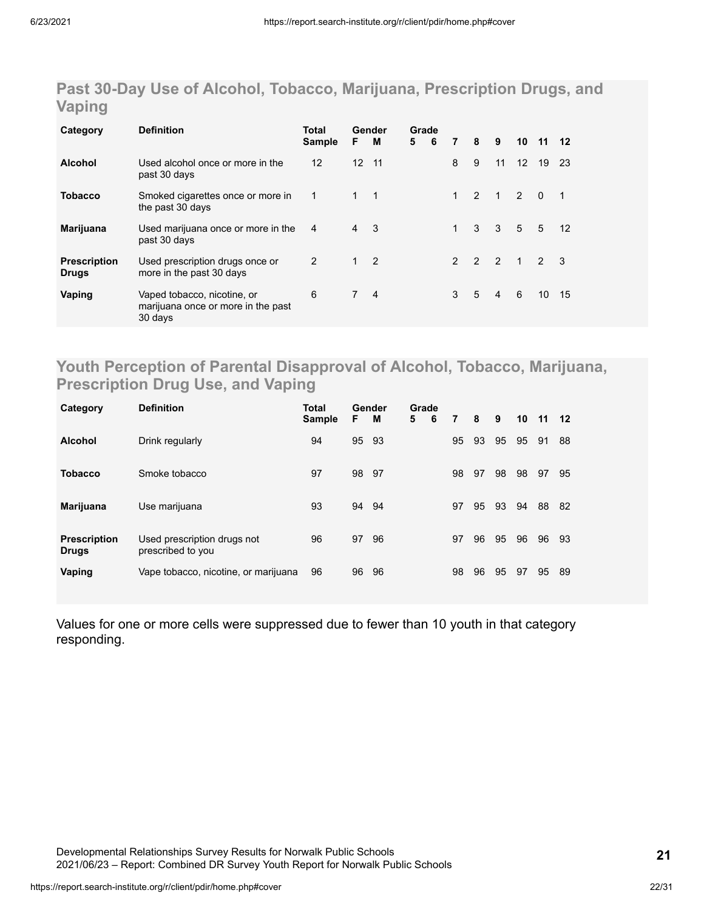## Past 30-Day Use of Alcohol, Tobacco, Marijuana, Prescription Drugs, and Vaping

| Category | Definition | Total Sample | Gender | | Grade | | | | | | | |
|---|---|---|---|---|---|---|---|---|---|---|---|---|
| | | | F | M | 5 | 6 | 7 | 8 | 9 | 10 | 11 | 12 |
| **Alcohol** | Used alcohol once or more in the past 30 days | 12 | 12 | 11 | | | 8 | 9 | 11 | 12 | 19 | 23 |
| **Tobacco** | Smoked cigarettes once or more in the past 30 days | 1 | 1 | 1 | | | 1 | 2 | 1 | 2 | 0 | 1 |
| **Marijuana** | Used marijuana once or more in the past 30 days | 4 | 4 | 3 | | | 1 | 3 | 3 | 5 | 5 | 12 |
| **Prescription Drugs** | Used prescription drugs once or more in the past 30 days | 2 | 1 | 2 | | | 2 | 2 | 2 | 1 | 2 | 3 |
| **Vaping** | Vaped tobacco, nicotine, or marijuana once or more in the past 30 days | 6 | 7 | 4 | | | 3 | 5 | 4 | 6 | 10 | 15 |

## Youth Perception of Parental Disapproval of Alcohol, Tobacco, Marijuana, Prescription Drug Use, and Vaping

| Category | Definition | Total Sample | Gender | | Grade | | | | | | | |
|---|---|---|---|---|---|---|---|---|---|---|---|---|
| | | | F | M | 5 | 6 | 7 | 8 | 9 | 10 | 11 | 12 |
| **Alcohol** | Drink regularly | 94 | 95 | 93 | | | 95 | 93 | 95 | 95 | 91 | 88 |
| **Tobacco** | Smoke tobacco | 97 | 98 | 97 | | | 98 | 97 | 98 | 98 | 97 | 95 |
| **Marijuana** | Use marijuana | 93 | 94 | 94 | | | 97 | 95 | 93 | 94 | 88 | 82 |
| **Prescription Drugs** | Used prescription drugs not prescribed to you | 96 | 97 | 96 | | | 97 | 96 | 95 | 96 | 96 | 93 |
| **Vaping** | Vape tobacco, nicotine, or marijuana | 96 | 96 | 96 | | | 98 | 96 | 95 | 97 | 95 | 89 |

Values for one or more cells were suppressed due to fewer than 10 youth in that category responding.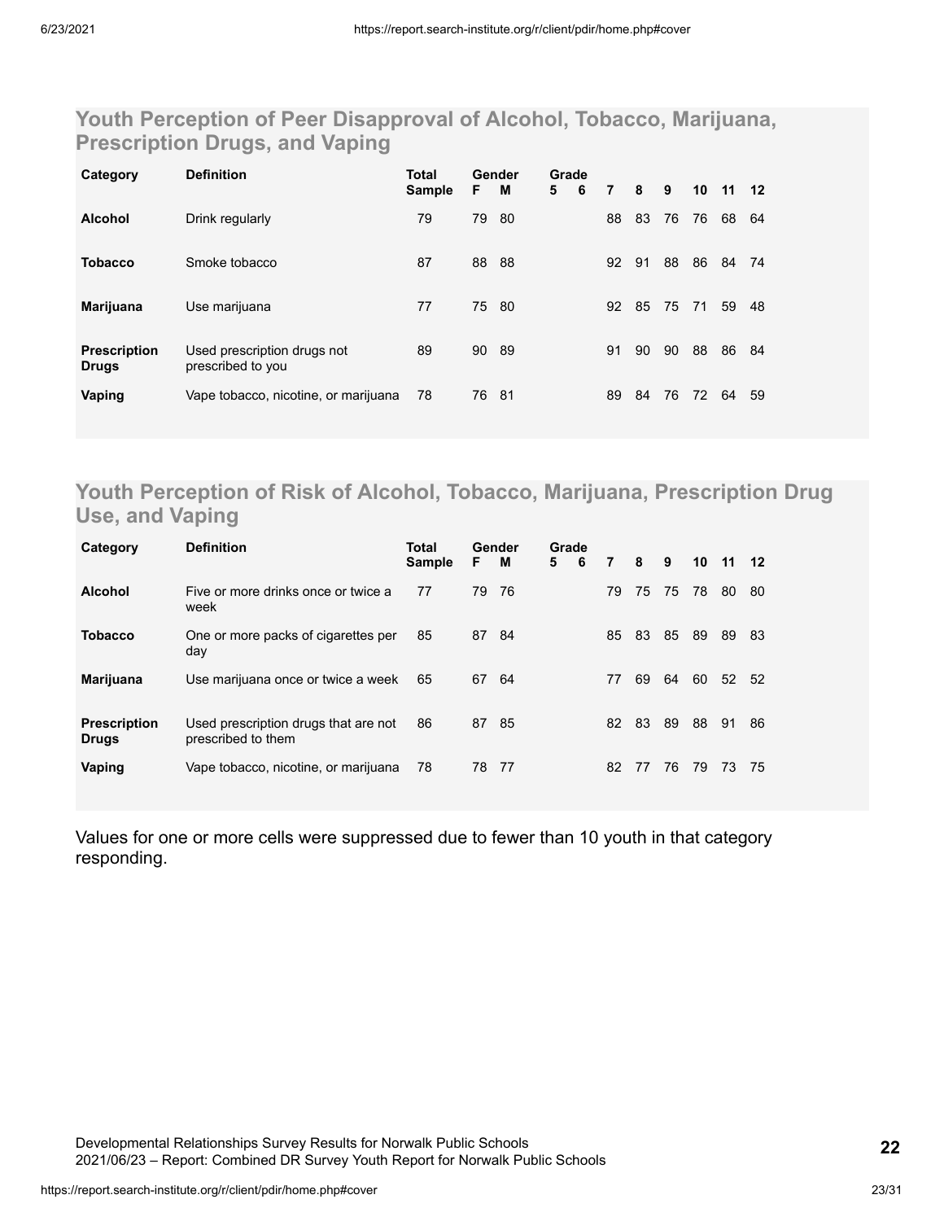## Youth Perception of Peer Disapproval of Alcohol, Tobacco, Marijuana, Prescription Drugs, and Vaping

| Category | Definition | Total Sample | Gender | | Grade | | | | | | | |
|---|---|---|---|---|---|---|---|---|---|---|---|---|
| | | | F | M | 5 | 6 | 7 | 8 | 9 | 10 | 11 | 12 |
| **Alcohol** | Drink regularly | 79 | 79 | 80 | | | 88 | 83 | 76 | 76 | 68 | 64 |
| **Tobacco** | Smoke tobacco | 87 | 88 | 88 | | | 92 | 91 | 88 | 86 | 84 | 74 |
| **Marijuana** | Use marijuana | 77 | 75 | 80 | | | 92 | 85 | 75 | 71 | 59 | 48 |
| **Prescription Drugs** | Used prescription drugs not prescribed to you | 89 | 90 | 89 | | | 91 | 90 | 90 | 88 | 86 | 84 |
| **Vaping** | Vape tobacco, nicotine, or marijuana | 78 | 76 | 81 | | | 89 | 84 | 76 | 72 | 64 | 59 |

## Youth Perception of Risk of Alcohol, Tobacco, Marijuana, Prescription Drug Use, and Vaping

| Category | Definition | Total Sample | Gender | | Grade | | | | | | | |
|---|---|---|---|---|---|---|---|---|---|---|---|---|
| | | | F | M | 5 | 6 | 7 | 8 | 9 | 10 | 11 | 12 |
| **Alcohol** | Five or more drinks once or twice a week | 77 | 79 | 76 | | | 79 | 75 | 75 | 78 | 80 | 80 |
| **Tobacco** | One or more packs of cigarettes per day | 85 | 87 | 84 | | | 85 | 83 | 85 | 89 | 89 | 83 |
| **Marijuana** | Use marijuana once or twice a week | 65 | 67 | 64 | | | 77 | 69 | 64 | 60 | 52 | 52 |
| **Prescription Drugs** | Used prescription drugs that are not prescribed to them | 86 | 87 | 85 | | | 82 | 83 | 89 | 88 | 91 | 86 |
| **Vaping** | Vape tobacco, nicotine, or marijuana | 78 | 78 | 77 | | | 82 | 77 | 76 | 79 | 73 | 75 |

Values for one or more cells were suppressed due to fewer than 10 youth in that category responding.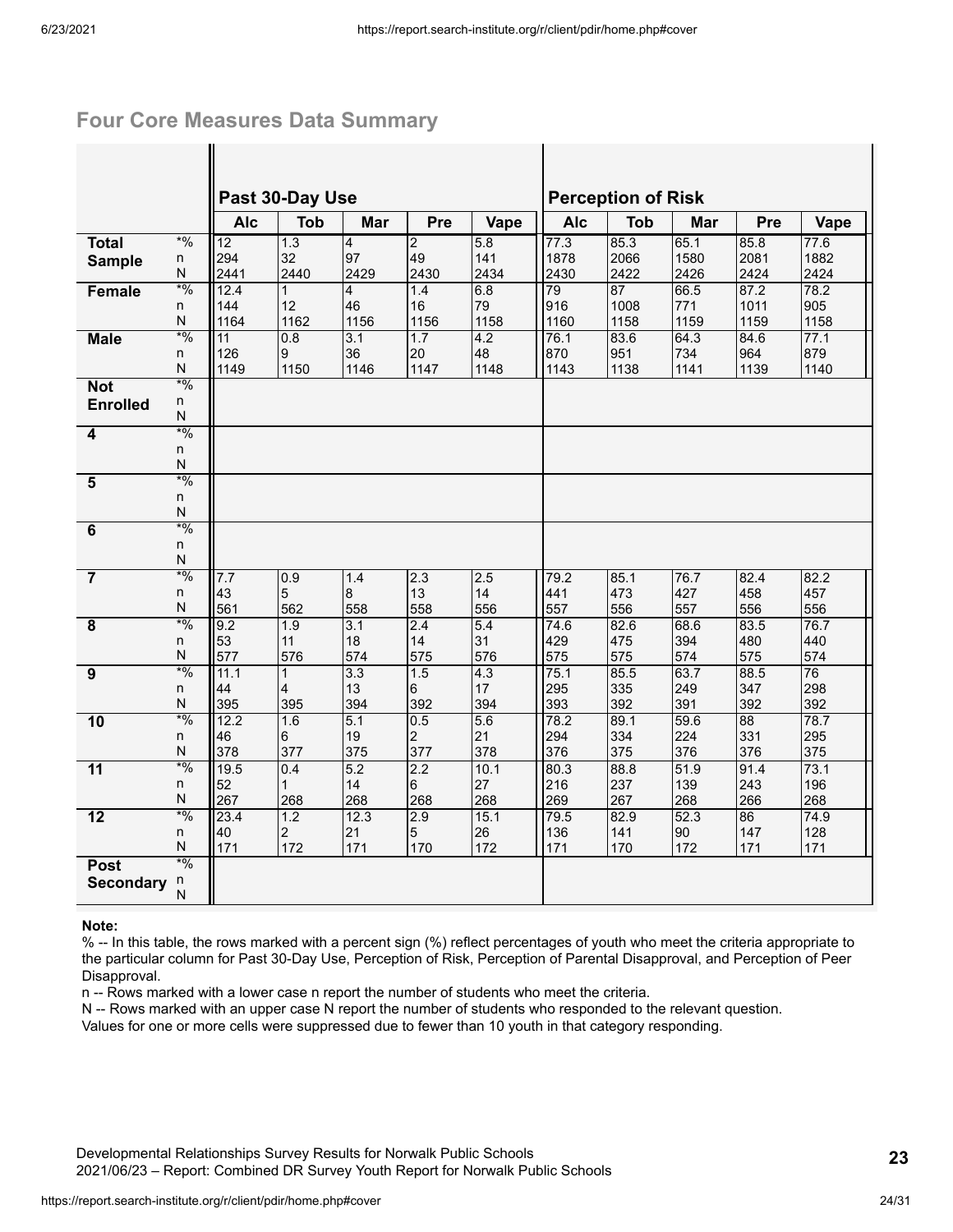## Four Core Measures Data Summary

| | | Past 30-Day Use | | | | | Perception of Risk | | | | |
|---|---|---|---|---|---|---|---|---|---|---|---|
| | | Alc | Tob | Mar | Pre | Vape | Alc | Tob | Mar | Pre | Vape |
| **Total Sample** | *% | 12 | 1.3 | 4 | 2 | 5.8 | 77.3 | 85.3 | 65.1 | 85.8 | 77.6 |
| | n | 294 | 32 | 97 | 49 | 141 | 1878 | 2066 | 1580 | 2081 | 1882 |
| | N | 2441 | 2440 | 2429 | 2430 | 2434 | 2430 | 2422 | 2426 | 2424 | 2424 |
| **Female** | *% | 12.4 | 1 | 4 | 1.4 | 6.8 | 79 | 87 | 66.5 | 87.2 | 78.2 |
| | n | 144 | 12 | 46 | 16 | 79 | 916 | 1008 | 771 | 1011 | 905 |
| | N | 1164 | 1162 | 1156 | 1156 | 1158 | 1160 | 1158 | 1159 | 1159 | 1158 |
| **Male** | *% | 11 | 0.8 | 3.1 | 1.7 | 4.2 | 76.1 | 83.6 | 64.3 | 84.6 | 77.1 |
| | n | 126 | 9 | 36 | 20 | 48 | 870 | 951 | 734 | 964 | 879 |
| | N | 1149 | 1150 | 1146 | 1147 | 1148 | 1143 | 1138 | 1141 | 1139 | 1140 |
| **Not Enrolled** | *% | | | | | | | | | | |
| | n | | | | | | | | | | |
| | N | | | | | | | | | | |
| **4** | *% | | | | | | | | | | |
| | n | | | | | | | | | | |
| | N | | | | | | | | | | |
| **5** | *% | | | | | | | | | | |
| | n | | | | | | | | | | |
| | N | | | | | | | | | | |
| **6** | *% | | | | | | | | | | |
| | n | | | | | | | | | | |
| | N | | | | | | | | | | |
| **7** | *% | 7.7 | 0.9 | 1.4 | 2.3 | 2.5 | 79.2 | 85.1 | 76.7 | 82.4 | 82.2 |
| | n | 43 | 5 | 8 | 13 | 14 | 441 | 473 | 427 | 458 | 457 |
| | N | 561 | 562 | 558 | 558 | 556 | 557 | 556 | 557 | 556 | 556 |
| **8** | *% | 9.2 | 1.9 | 3.1 | 2.4 | 5.4 | 74.6 | 82.6 | 68.6 | 83.5 | 76.7 |
| | n | 53 | 11 | 18 | 14 | 31 | 429 | 475 | 394 | 480 | 440 |
| | N | 577 | 576 | 574 | 575 | 576 | 575 | 575 | 574 | 575 | 574 |
| **9** | *% | 11.1 | 1 | 3.3 | 1.5 | 4.3 | 75.1 | 85.5 | 63.7 | 88.5 | 76 |
| | n | 44 | 4 | 13 | 6 | 17 | 295 | 335 | 249 | 347 | 298 |
| | N | 395 | 395 | 394 | 392 | 394 | 393 | 392 | 391 | 392 | 392 |
| **10** | *% | 12.2 | 1.6 | 5.1 | 0.5 | 5.6 | 78.2 | 89.1 | 59.6 | 88 | 78.7 |
| | n | 46 | 6 | 19 | 2 | 21 | 294 | 334 | 224 | 331 | 295 |
| | N | 378 | 377 | 375 | 377 | 378 | 376 | 375 | 376 | 376 | 375 |
| **11** | *% | 19.5 | 0.4 | 5.2 | 2.2 | 10.1 | 80.3 | 88.8 | 51.9 | 91.4 | 73.1 |
| | n | 52 | 1 | 14 | 6 | 27 | 216 | 237 | 139 | 243 | 196 |
| | N | 267 | 268 | 268 | 268 | 268 | 269 | 267 | 268 | 266 | 268 |
| **12** | *% | 23.4 | 1.2 | 12.3 | 2.9 | 15.1 | 79.5 | 82.9 | 52.3 | 86 | 74.9 |
| | n | 40 | 2 | 21 | 5 | 26 | 136 | 141 | 90 | 147 | 128 |
| | N | 171 | 172 | 171 | 170 | 172 | 171 | 170 | 172 | 171 | 171 |
| **Post Secondary** | *% | | | | | | | | | | |
| | n | | | | | | | | | | |
| | N | | | | | | | | | | |

**Note:**

% -- In this table, the rows marked with a percent sign (%) reflect percentages of youth who meet the criteria appropriate to the particular column for Past 30-Day Use, Perception of Risk, Perception of Parental Disapproval, and Perception of Peer Disapproval.

n -- Rows marked with a lower case n report the number of students who meet the criteria.

N -- Rows marked with an upper case N report the number of students who responded to the relevant question.

Values for one or more cells were suppressed due to fewer than 10 youth in that category responding.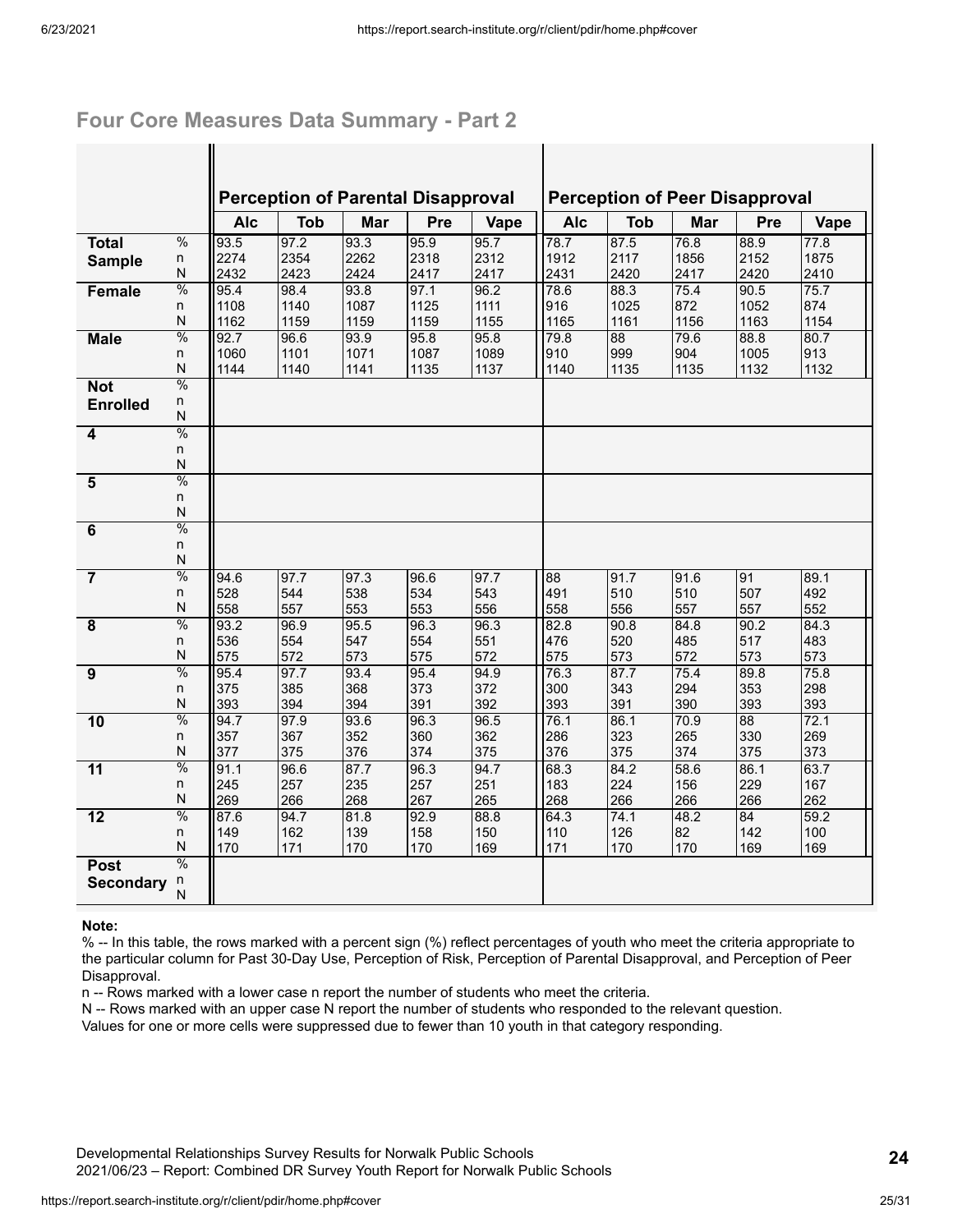## Four Core Measures Data Summary - Part 2

| | | Perception of Parental Disapproval | | | | | Perception of Peer Disapproval | | | | |
|---|---|---|---|---|---|---|---|---|---|---|---|
| | | Alc | Tob | Mar | Pre | Vape | Alc | Tob | Mar | Pre | Vape |
| **Total Sample** | % | 93.5 | 97.2 | 93.3 | 95.9 | 95.7 | 78.7 | 87.5 | 76.8 | 88.9 | 77.8 |
| | n | 2274 | 2354 | 2262 | 2318 | 2312 | 1912 | 2117 | 1856 | 2152 | 1875 |
| | N | 2432 | 2423 | 2424 | 2417 | 2417 | 2431 | 2420 | 2417 | 2420 | 2410 |
| **Female** | % | 95.4 | 98.4 | 93.8 | 97.1 | 96.2 | 78.6 | 88.3 | 75.4 | 90.5 | 75.7 |
| | n | 1108 | 1140 | 1087 | 1125 | 1111 | 916 | 1025 | 872 | 1052 | 874 |
| | N | 1162 | 1159 | 1159 | 1159 | 1155 | 1165 | 1161 | 1156 | 1163 | 1154 |
| **Male** | % | 92.7 | 96.6 | 93.9 | 95.8 | 95.8 | 79.8 | 88 | 79.6 | 88.8 | 80.7 |
| | n | 1060 | 1101 | 1071 | 1087 | 1089 | 910 | 999 | 904 | 1005 | 913 |
| | N | 1144 | 1140 | 1141 | 1135 | 1137 | 1140 | 1135 | 1135 | 1132 | 1132 |
| **Not Enrolled** | % | | | | | | | | | | |
| | n | | | | | | | | | | |
| | N | | | | | | | | | | |
| **4** | % | | | | | | | | | | |
| | n | | | | | | | | | | |
| | N | | | | | | | | | | |
| **5** | % | | | | | | | | | | |
| | n | | | | | | | | | | |
| | N | | | | | | | | | | |
| **6** | % | | | | | | | | | | |
| | n | | | | | | | | | | |
| | N | | | | | | | | | | |
| **7** | % | 94.6 | 97.7 | 97.3 | 96.6 | 97.7 | 88 | 91.7 | 91.6 | 91 | 89.1 |
| | n | 528 | 544 | 538 | 534 | 543 | 491 | 510 | 510 | 507 | 492 |
| | N | 558 | 557 | 553 | 553 | 556 | 558 | 556 | 557 | 557 | 552 |
| **8** | % | 93.2 | 96.9 | 95.5 | 96.3 | 96.3 | 82.8 | 90.8 | 84.8 | 90.2 | 84.3 |
| | n | 536 | 554 | 547 | 554 | 551 | 476 | 520 | 485 | 517 | 483 |
| | N | 575 | 572 | 573 | 575 | 572 | 575 | 573 | 572 | 573 | 573 |
| **9** | % | 95.4 | 97.7 | 93.4 | 95.4 | 94.9 | 76.3 | 87.7 | 75.4 | 89.8 | 75.8 |
| | n | 375 | 385 | 368 | 373 | 372 | 300 | 343 | 294 | 353 | 298 |
| | N | 393 | 394 | 394 | 391 | 392 | 393 | 391 | 390 | 393 | 393 |
| **10** | % | 94.7 | 97.9 | 93.6 | 96.3 | 96.5 | 76.1 | 86.1 | 70.9 | 88 | 72.1 |
| | n | 357 | 367 | 352 | 360 | 362 | 286 | 323 | 265 | 330 | 269 |
| | N | 377 | 375 | 376 | 374 | 375 | 376 | 375 | 374 | 375 | 373 |
| **11** | % | 91.1 | 96.6 | 87.7 | 96.3 | 94.7 | 68.3 | 84.2 | 58.6 | 86.1 | 63.7 |
| | n | 245 | 257 | 235 | 257 | 251 | 183 | 224 | 156 | 229 | 167 |
| | N | 269 | 266 | 268 | 267 | 265 | 268 | 266 | 266 | 266 | 262 |
| **12** | % | 87.6 | 94.7 | 81.8 | 92.9 | 88.8 | 64.3 | 74.1 | 48.2 | 84 | 59.2 |
| | n | 149 | 162 | 139 | 158 | 150 | 110 | 126 | 82 | 142 | 100 |
| | N | 170 | 171 | 170 | 170 | 169 | 171 | 170 | 170 | 169 | 169 |
| **Post Secondary** | % | | | | | | | | | | |
| | n | | | | | | | | | | |
| | N | | | | | | | | | | |

**Note:**

% -- In this table, the rows marked with a percent sign (%) reflect percentages of youth who meet the criteria appropriate to the particular column for Past 30-Day Use, Perception of Risk, Perception of Parental Disapproval, and Perception of Peer Disapproval.

n -- Rows marked with a lower case n report the number of students who meet the criteria.

N -- Rows marked with an upper case N report the number of students who responded to the relevant question.

Values for one or more cells were suppressed due to fewer than 10 youth in that category responding.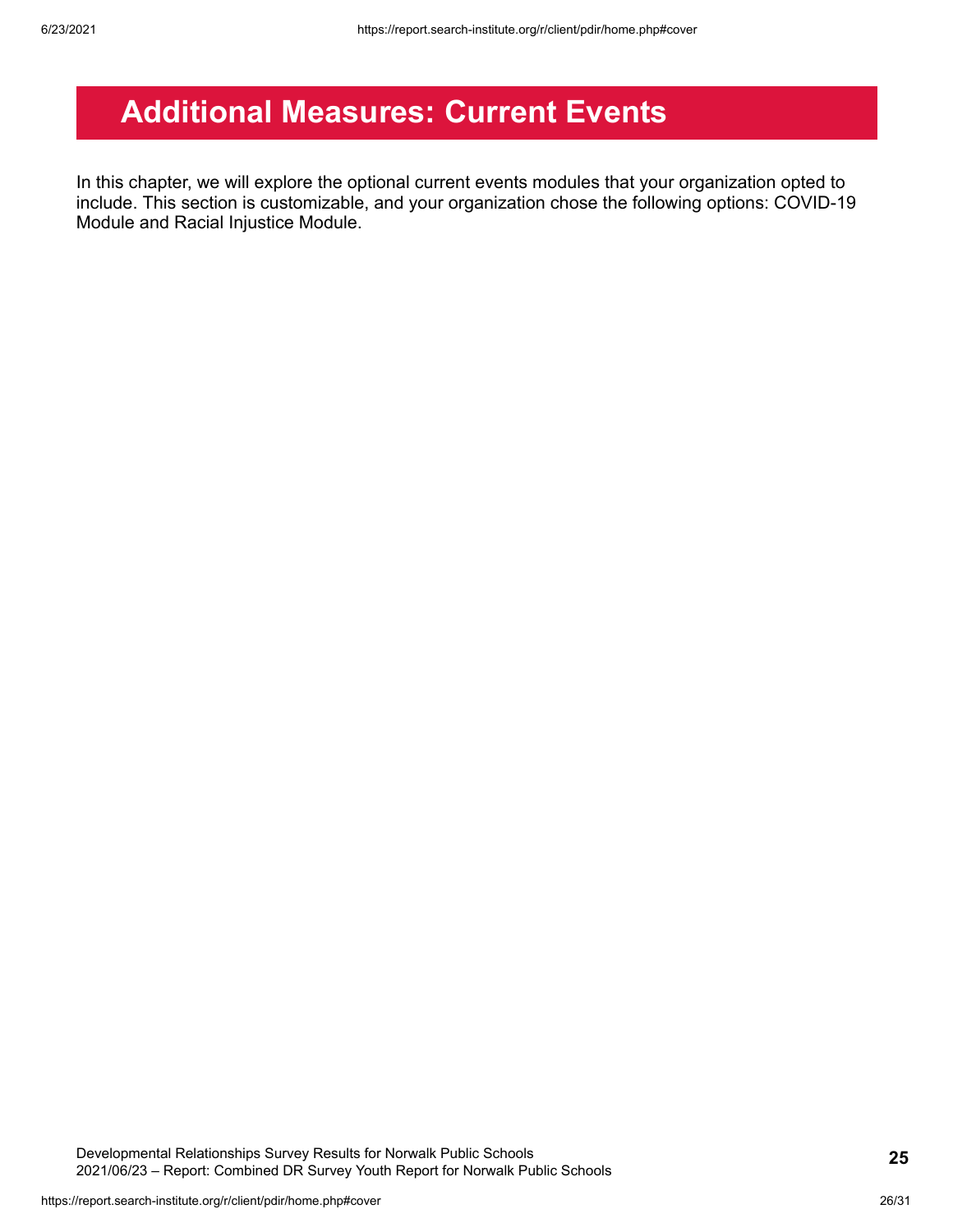# Additional Measures: Current Events

In this chapter, we will explore the optional current events modules that your organization opted to include. This section is customizable, and your organization chose the following options: COVID-19 Module and Racial Injustice Module.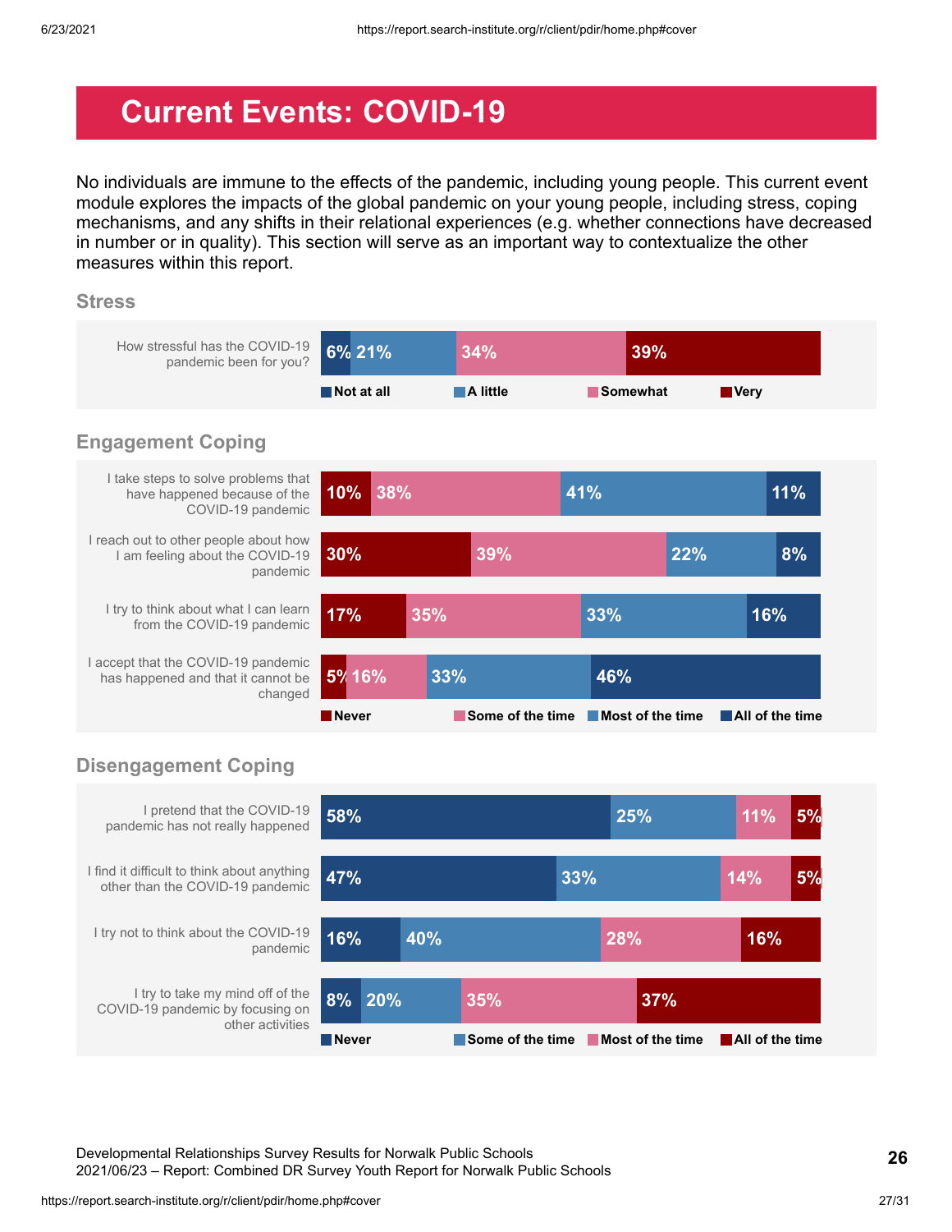# Current Events: COVID-19

No individuals are immune to the effects of the pandemic, including young people. This current event module explores the impacts of the global pandemic on your young people, including stress, coping mechanisms, and any shifts in their relational experiences (e.g. whether connections have decreased in number or in quality). This section will serve as an important way to contextualize the other measures within this report.

## Stress

| | Not at all | A little | Somewhat | Very |
|---|---|---|---|---|
| How stressful has the COVID-19 pandemic been for you? | 6% | 21% | 34% | 39% |

## Engagement Coping

| | Never | Some of the time | Most of the time | All of the time |
|---|---|---|---|---|
| I take steps to solve problems that have happened because of the COVID-19 pandemic | 10% | 38% | 41% | 11% |
| I reach out to other people about how I am feeling about the COVID-19 pandemic | 30% | 39% | 22% | 8% |
| I try to think about what I can learn from the COVID-19 pandemic | 17% | 35% | 33% | 16% |
| I accept that the COVID-19 pandemic has happened and that it cannot be changed | 5% | 16% | 33% | 46% |

## Disengagement Coping

| | Never | Some of the time | Most of the time | All of the time |
|---|---|---|---|---|
| I pretend that the COVID-19 pandemic has not really happened | 58% | 25% | 11% | 5% |
| I find it difficult to think about anything other than the COVID-19 pandemic | 47% | 33% | 14% | 5% |
| I try not to think about the COVID-19 pandemic | 16% | 40% | 28% | 16% |
| I try to take my mind off of the COVID-19 pandemic by focusing on other activities | 8% | 20% | 35% | 37% |

Developmental Relationships Survey Results for Norwalk Public Schools
2021/06/23 – Report: Combined DR Survey Youth Report for Norwalk Public Schools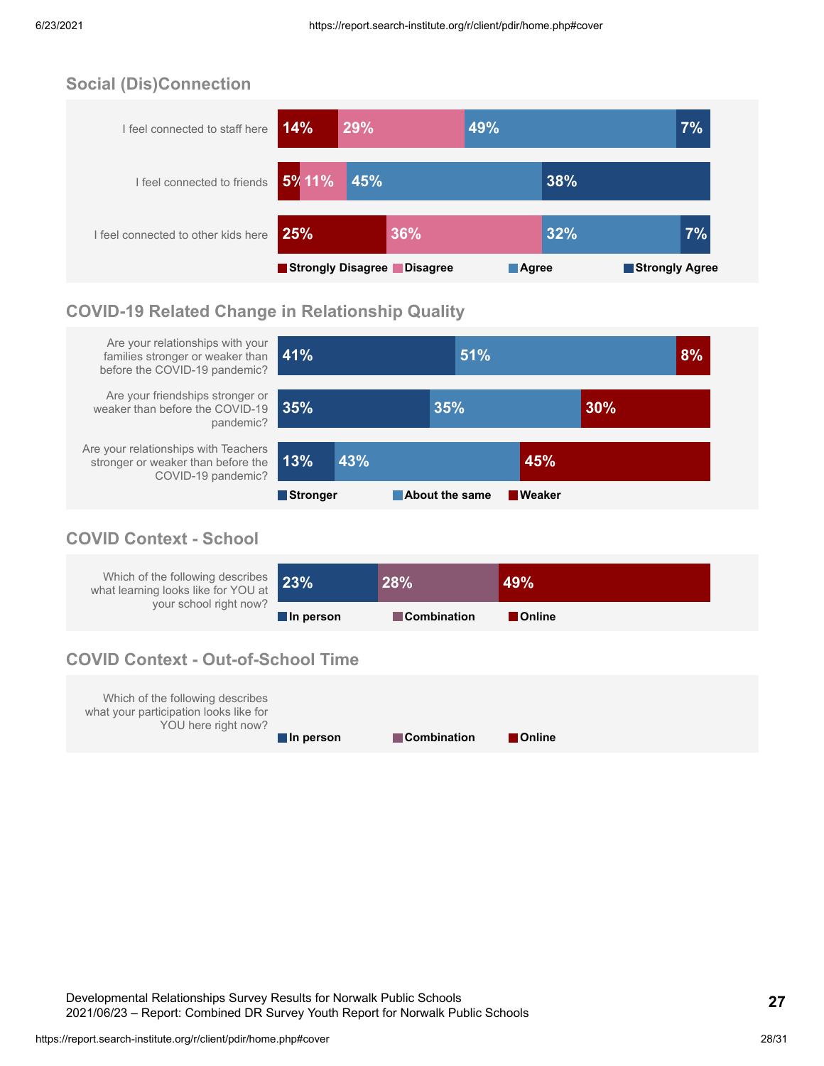## Social (Dis)Connection

| | Strongly Disagree | Disagree | Agree | Strongly Agree |
|---|---|---|---|---|
| I feel connected to staff here | 14% | 29% | 49% | 7% |
| I feel connected to friends | 5% | 11% | 45% | 38% |
| I feel connected to other kids here | 25% | 36% | 32% | 7% |

## COVID-19 Related Change in Relationship Quality

| | Stronger | About the same | Weaker |
|---|---|---|---|
| Are your relationships with your families stronger or weaker than before the COVID-19 pandemic? | 41% | 51% | 8% |
| Are your friendships stronger or weaker than before the COVID-19 pandemic? | 35% | 35% | 30% |
| Are your relationships with Teachers stronger or weaker than before the COVID-19 pandemic? | 13% | 43% | 45% |

## COVID Context - School

| | In person | Combination | Online |
|---|---|---|---|
| Which of the following describes what learning looks like for YOU at your school right now? | 23% | 28% | 49% |

## COVID Context - Out-of-School Time

| | In person | Combination | Online |
|---|---|---|---|
| Which of the following describes what your participation looks like for YOU here right now? | | | |

Developmental Relationships Survey Results for Norwalk Public Schools
2021/06/23 – Report: Combined DR Survey Youth Report for Norwalk Public Schools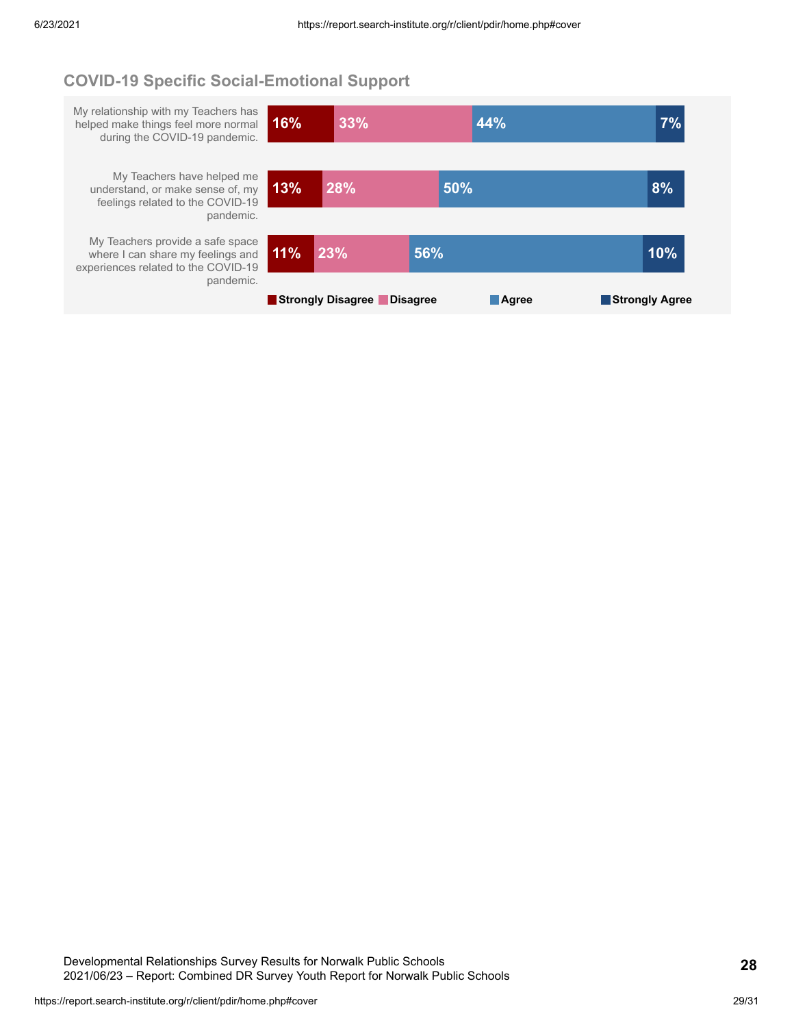## COVID-19 Specific Social-Emotional Support

| Statement | Strongly Disagree | Disagree | Agree | Strongly Agree |
| --- | --- | --- | --- | --- |
| My relationship with my Teachers has helped make things feel more normal during the COVID-19 pandemic. | 16% | 33% | 44% | 7% |
| My Teachers have helped me understand, or make sense of, my feelings related to the COVID-19 pandemic. | 13% | 28% | 50% | 8% |
| My Teachers provide a safe space where I can share my feelings and experiences related to the COVID-19 pandemic. | 11% | 23% | 56% | 10% |

Developmental Relationships Survey Results for Norwalk Public Schools
2021/06/23 – Report: Combined DR Survey Youth Report for Norwalk Public Schools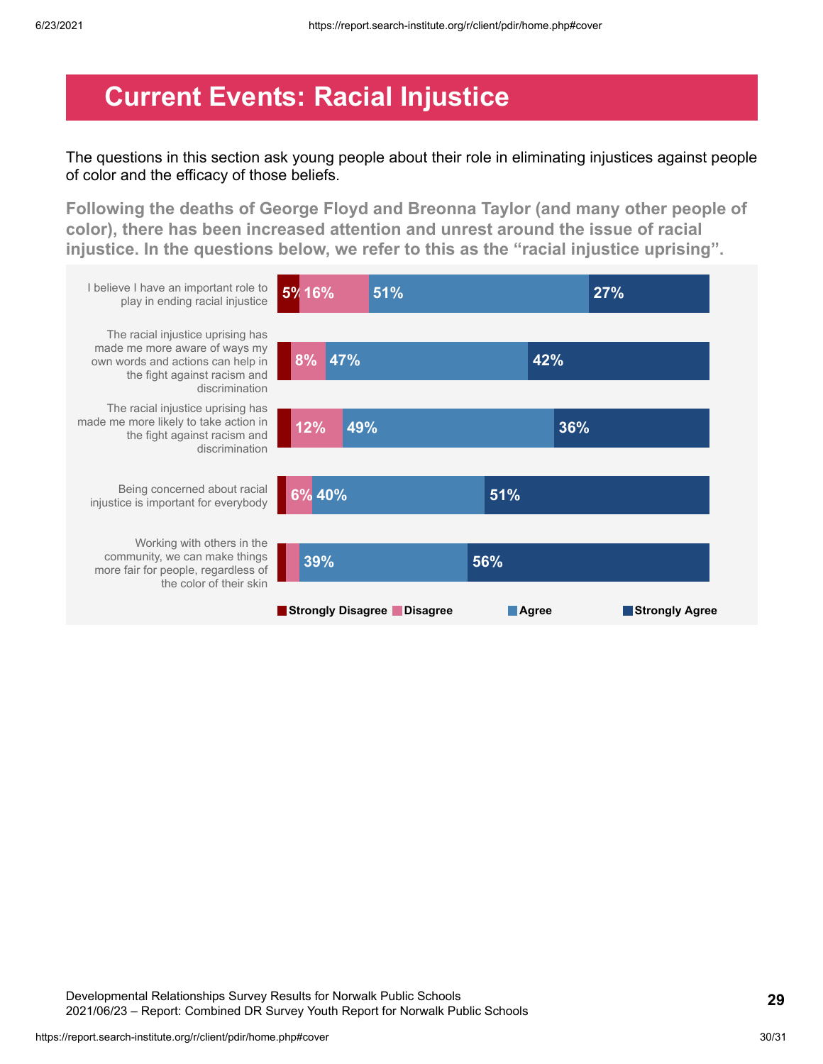# Current Events: Racial Injustice

The questions in this section ask young people about their role in eliminating injustices against people of color and the efficacy of those beliefs.

**Following the deaths of George Floyd and Breonna Taylor (and many other people of color), there has been increased attention and unrest around the issue of racial injustice. In the questions below, we refer to this as the "racial injustice uprising".**

I believe I have an important role to play in ending racial injustice
5% 16% 51% 27%

The racial injustice uprising has made me more aware of ways my own words and actions can help in the fight against racism and discrimination
8% 47% 42%

The racial injustice uprising has made me more likely to take action in the fight against racism and discrimination
12% 49% 36%

Being concerned about racial injustice is important for everybody
6% 40% 51%

Working with others in the community, we can make things more fair for people, regardless of the color of their skin
39% 56%

Strongly Disagree
Disagree
Agree
Strongly Agree

Developmental Relationships Survey Results for Norwalk Public Schools
2021/06/23 – Report: Combined DR Survey Youth Report for Norwalk Public Schools